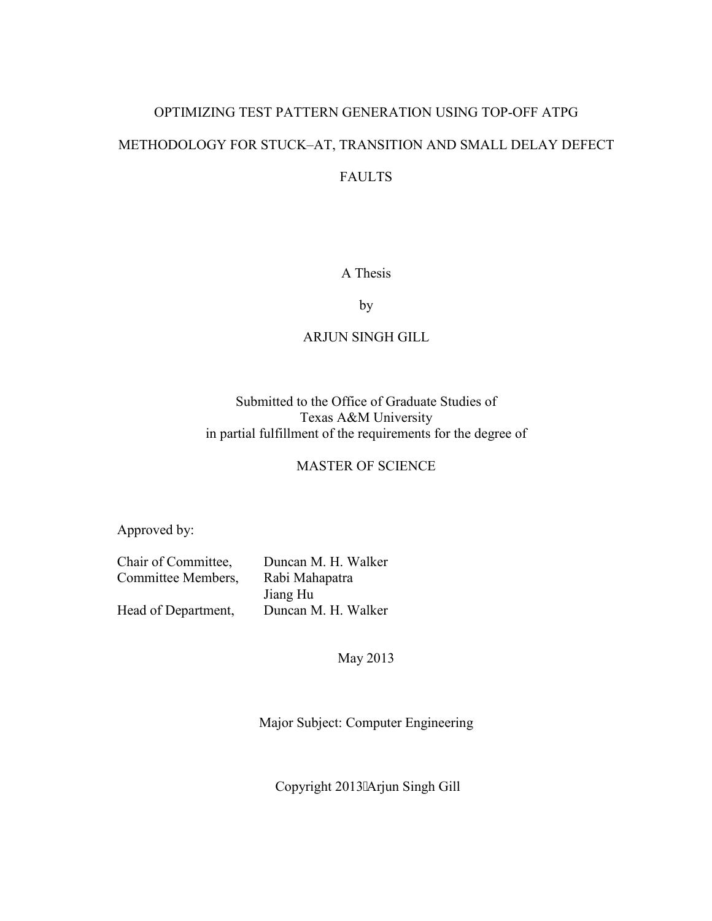# OPTIMIZING TEST PATTERN GENERATION USING TOP-OFF ATPG METHODOLOGY FOR STUCK–AT, TRANSITION AND SMALL DELAY DEFECT FAULTS

A Thesis

by

ARJUN SINGH GILL

Submitted to the Office of Graduate Studies of
Texas A&M University
in partial fulfillment of the requirements for the degree of

MASTER OF SCIENCE

Approved by:

| | |
|---|---|
| Chair of Committee, | Duncan M. H. Walker |
| Committee Members, | Rabi Mahapatra |
| | Jiang Hu |
| Head of Department, | Duncan M. H. Walker |

May 2013

Major Subject: Computer Engineering

Copyright 2013 Arjun Singh Gill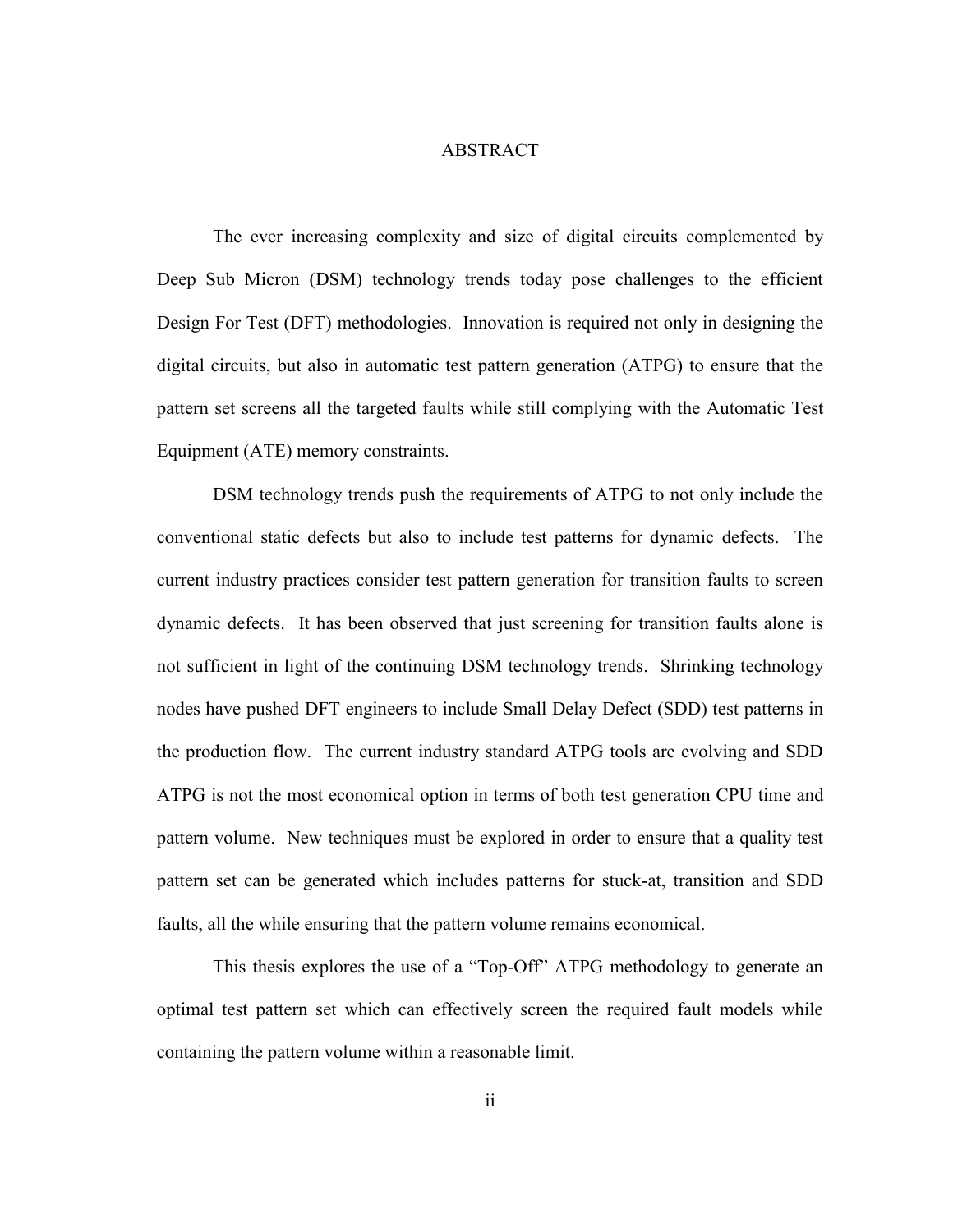# ABSTRACT

The ever increasing complexity and size of digital circuits complemented by Deep Sub Micron (DSM) technology trends today pose challenges to the efficient Design For Test (DFT) methodologies. Innovation is required not only in designing the digital circuits, but also in automatic test pattern generation (ATPG) to ensure that the pattern set screens all the targeted faults while still complying with the Automatic Test Equipment (ATE) memory constraints.

DSM technology trends push the requirements of ATPG to not only include the conventional static defects but also to include test patterns for dynamic defects. The current industry practices consider test pattern generation for transition faults to screen dynamic defects. It has been observed that just screening for transition faults alone is not sufficient in light of the continuing DSM technology trends. Shrinking technology nodes have pushed DFT engineers to include Small Delay Defect (SDD) test patterns in the production flow. The current industry standard ATPG tools are evolving and SDD ATPG is not the most economical option in terms of both test generation CPU time and pattern volume. New techniques must be explored in order to ensure that a quality test pattern set can be generated which includes patterns for stuck-at, transition and SDD faults, all the while ensuring that the pattern volume remains economical.

This thesis explores the use of a "Top-Off" ATPG methodology to generate an optimal test pattern set which can effectively screen the required fault models while containing the pattern volume within a reasonable limit.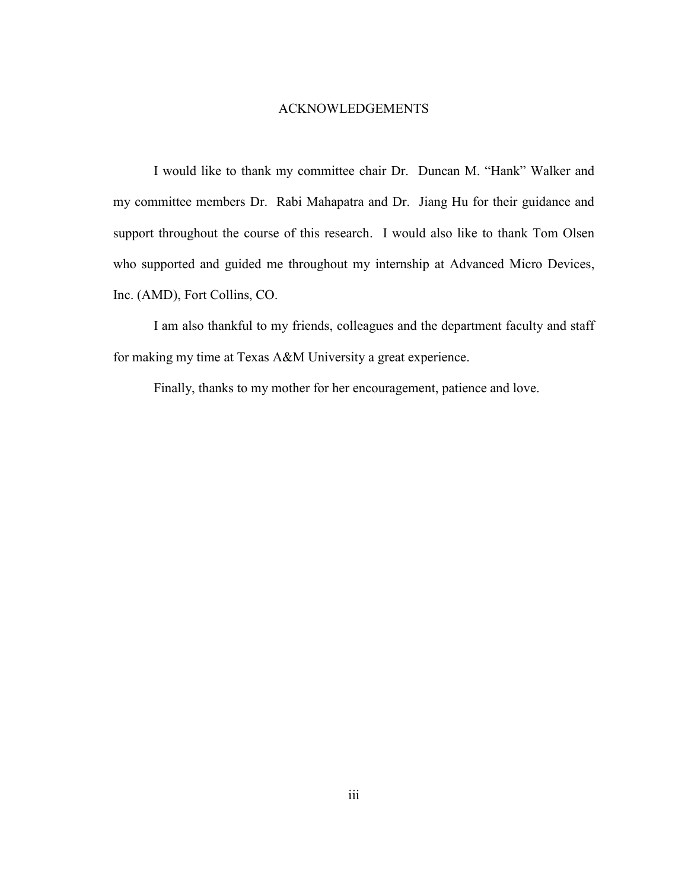# ACKNOWLEDGEMENTS

I would like to thank my committee chair Dr. Duncan M. "Hank" Walker and my committee members Dr. Rabi Mahapatra and Dr. Jiang Hu for their guidance and support throughout the course of this research. I would also like to thank Tom Olsen who supported and guided me throughout my internship at Advanced Micro Devices, Inc. (AMD), Fort Collins, CO.

I am also thankful to my friends, colleagues and the department faculty and staff for making my time at Texas A&M University a great experience.

Finally, thanks to my mother for her encouragement, patience and love.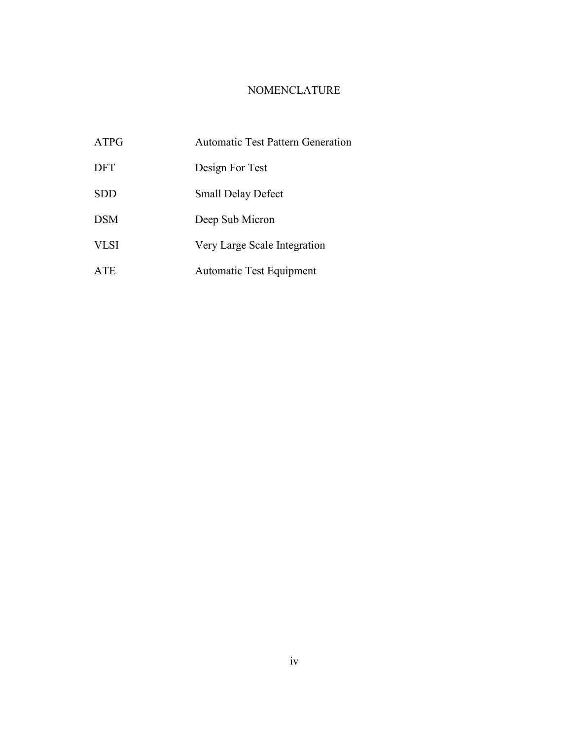# NOMENCLATURE

| | |
|---|---|
| ATPG | Automatic Test Pattern Generation |
| DFT | Design For Test |
| SDD | Small Delay Defect |
| DSM | Deep Sub Micron |
| VLSI | Very Large Scale Integration |
| ATE | Automatic Test Equipment |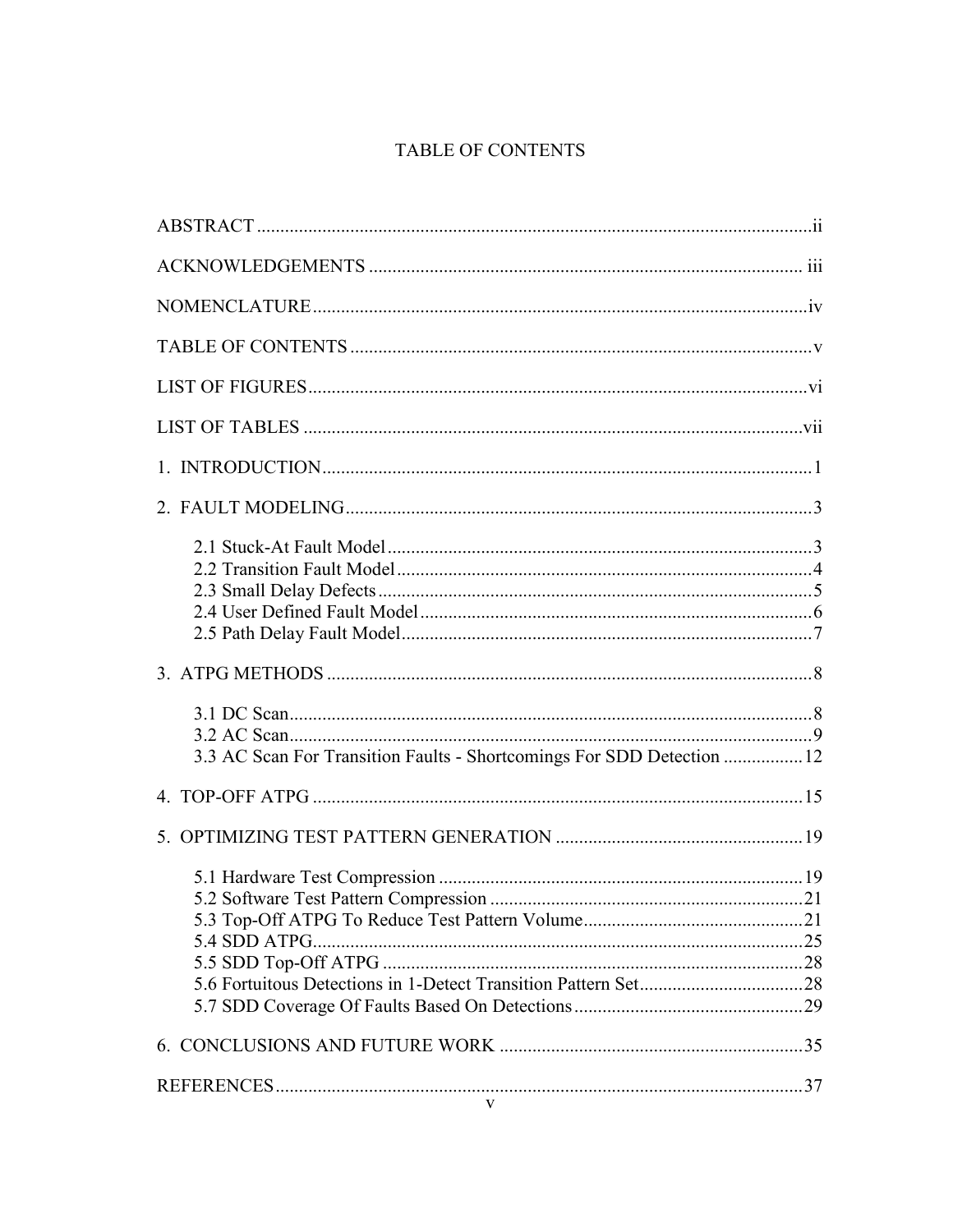# TABLE OF CONTENTS

ABSTRACT ....................................................................................................................ii

ACKNOWLEDGEMENTS ............................................................................................ iii

NOMENCLATURE ..........................................................................................................iv

TABLE OF CONTENTS ..................................................................................................v

LIST OF FIGURES ...........................................................................................................vi

LIST OF TABLES ...........................................................................................................vii

1. INTRODUCTION .........................................................................................................1

2. FAULT MODELING ....................................................................................................3

  2.1 Stuck-At Fault Model ...........................................................................................3
  2.2 Transition Fault Model .........................................................................................4
  2.3 Small Delay Defects .............................................................................................5
  2.4 User Defined Fault Model ....................................................................................6
  2.5 Path Delay Fault Model ........................................................................................7

3. ATPG METHODS ........................................................................................................8

  3.1 DC Scan ................................................................................................................8
  3.2 AC Scan ................................................................................................................9
  3.3 AC Scan For Transition Faults - Shortcomings For SDD Detection .................12

4. TOP-OFF ATPG .........................................................................................................15

5. OPTIMIZING TEST PATTERN GENERATION .....................................................19

  5.1 Hardware Test Compression ..............................................................................19
  5.2 Software Test Pattern Compression ...................................................................21
  5.3 Top-Off ATPG To Reduce Test Pattern Volume ...............................................21
  5.4 SDD ATPG .........................................................................................................25
  5.5 SDD Top-Off ATPG ...........................................................................................28
  5.6 Fortuitous Detections in 1-Detect Transition Pattern Set ...................................28
  5.7 SDD Coverage Of Faults Based On Detections .................................................29

6. CONCLUSIONS AND FUTURE WORK .................................................................35

REFERENCES .................................................................................................................37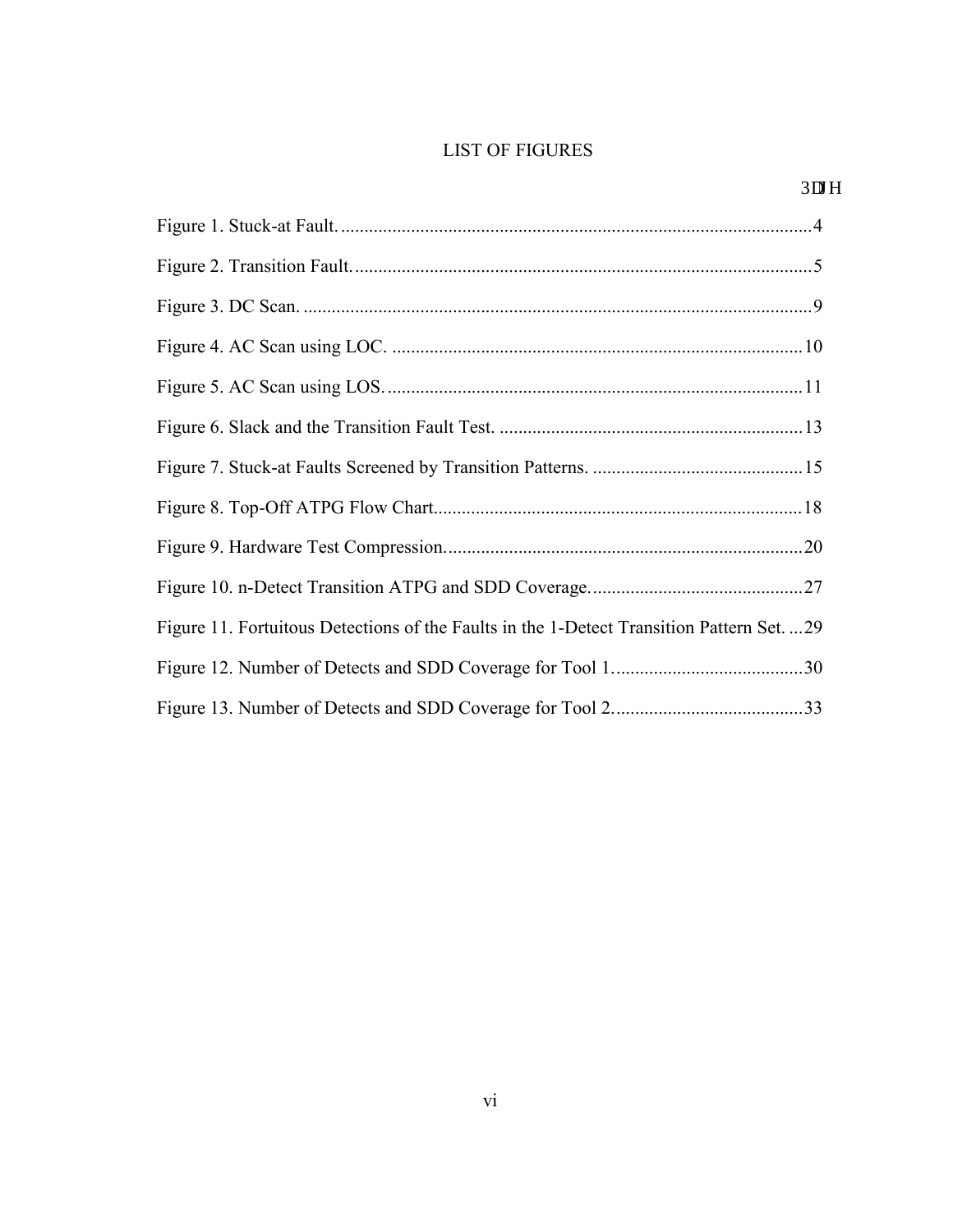# LIST OF FIGURES

Page

Figure 1. Stuck-at Fault. ....................................................................................................4

Figure 2. Transition Fault. ..................................................................................................5

Figure 3. DC Scan. ............................................................................................................9

Figure 4. AC Scan using LOC. .......................................................................................10

Figure 5. AC Scan using LOS. ........................................................................................11

Figure 6. Slack and the Transition Fault Test. ................................................................13

Figure 7. Stuck-at Faults Screened by Transition Patterns. ............................................15

Figure 8. Top-Off ATPG Flow Chart. .............................................................................18

Figure 9. Hardware Test Compression. ...........................................................................20

Figure 10. n-Detect Transition ATPG and SDD Coverage. ............................................27

Figure 11. Fortuitous Detections of the Faults in the 1-Detect Transition Pattern Set. ...29

Figure 12. Number of Detects and SDD Coverage for Tool 1. ........................................30

Figure 13. Number of Detects and SDD Coverage for Tool 2. ........................................33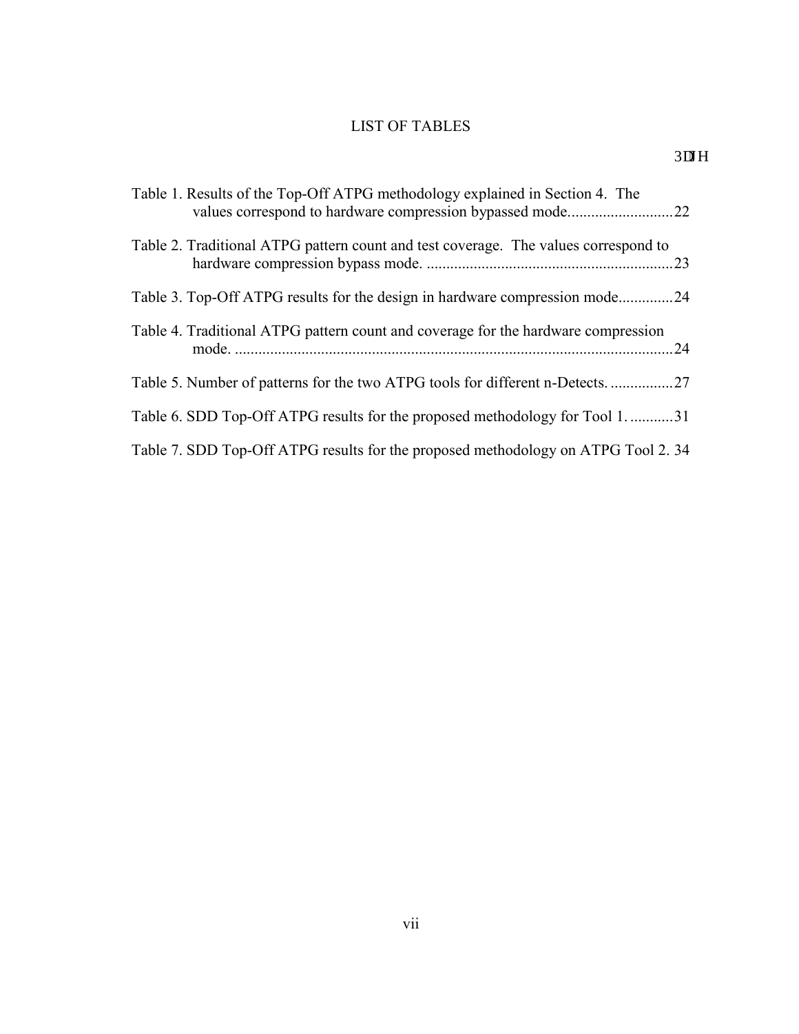# LIST OF TABLES

Page

Table 1. Results of the Top-Off ATPG methodology explained in Section 4. The values correspond to hardware compression bypassed mode...........................22

Table 2. Traditional ATPG pattern count and test coverage. The values correspond to hardware compression bypass mode. ...............................................................23

Table 3. Top-Off ATPG results for the design in hardware compression mode.............24

Table 4. Traditional ATPG pattern count and coverage for the hardware compression mode. ...............................................................................................................24

Table 5. Number of patterns for the two ATPG tools for different n-Detects. ................27

Table 6. SDD Top-Off ATPG results for the proposed methodology for Tool 1. ...........31

Table 7. SDD Top-Off ATPG results for the proposed methodology on ATPG Tool 2. 34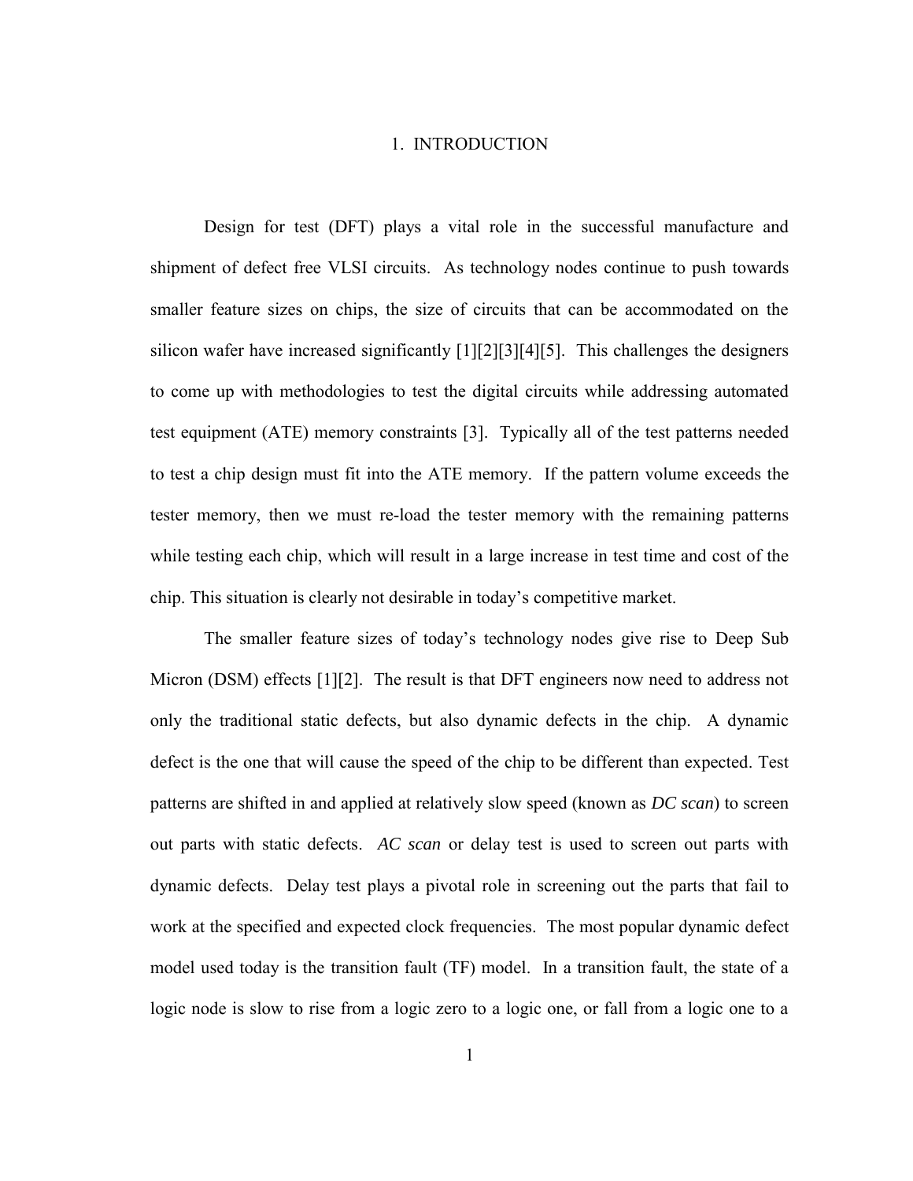# 1. INTRODUCTION

Design for test (DFT) plays a vital role in the successful manufacture and shipment of defect free VLSI circuits. As technology nodes continue to push towards smaller feature sizes on chips, the size of circuits that can be accommodated on the silicon wafer have increased significantly [1][2][3][4][5]. This challenges the designers to come up with methodologies to test the digital circuits while addressing automated test equipment (ATE) memory constraints [3]. Typically all of the test patterns needed to test a chip design must fit into the ATE memory. If the pattern volume exceeds the tester memory, then we must re-load the tester memory with the remaining patterns while testing each chip, which will result in a large increase in test time and cost of the chip. This situation is clearly not desirable in today's competitive market.

The smaller feature sizes of today's technology nodes give rise to Deep Sub Micron (DSM) effects [1][2]. The result is that DFT engineers now need to address not only the traditional static defects, but also dynamic defects in the chip. A dynamic defect is the one that will cause the speed of the chip to be different than expected. Test patterns are shifted in and applied at relatively slow speed (known as *DC scan*) to screen out parts with static defects. *AC scan* or delay test is used to screen out parts with dynamic defects. Delay test plays a pivotal role in screening out the parts that fail to work at the specified and expected clock frequencies. The most popular dynamic defect model used today is the transition fault (TF) model. In a transition fault, the state of a logic node is slow to rise from a logic zero to a logic one, or fall from a logic one to a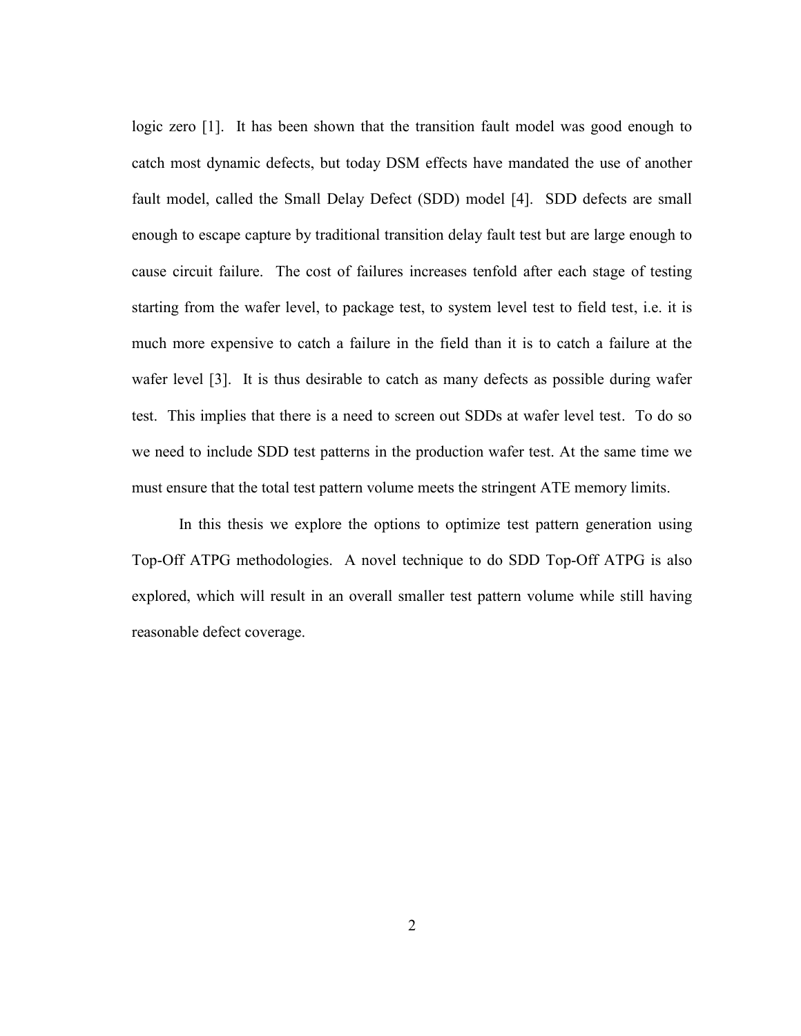logic zero [1]. It has been shown that the transition fault model was good enough to catch most dynamic defects, but today DSM effects have mandated the use of another fault model, called the Small Delay Defect (SDD) model [4]. SDD defects are small enough to escape capture by traditional transition delay fault test but are large enough to cause circuit failure. The cost of failures increases tenfold after each stage of testing starting from the wafer level, to package test, to system level test to field test, i.e. it is much more expensive to catch a failure in the field than it is to catch a failure at the wafer level [3]. It is thus desirable to catch as many defects as possible during wafer test. This implies that there is a need to screen out SDDs at wafer level test. To do so we need to include SDD test patterns in the production wafer test. At the same time we must ensure that the total test pattern volume meets the stringent ATE memory limits.

In this thesis we explore the options to optimize test pattern generation using Top-Off ATPG methodologies. A novel technique to do SDD Top-Off ATPG is also explored, which will result in an overall smaller test pattern volume while still having reasonable defect coverage.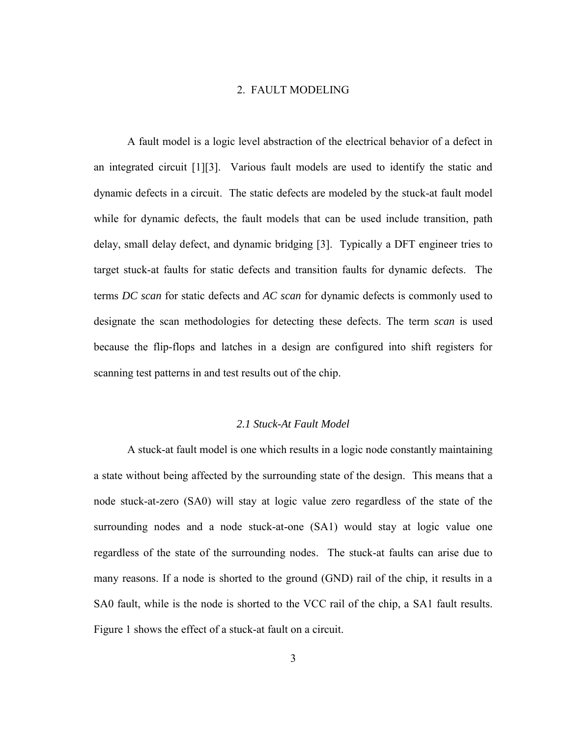# 2. FAULT MODELING

A fault model is a logic level abstraction of the electrical behavior of a defect in an integrated circuit [1][3]. Various fault models are used to identify the static and dynamic defects in a circuit. The static defects are modeled by the stuck-at fault model while for dynamic defects, the fault models that can be used include transition, path delay, small delay defect, and dynamic bridging [3]. Typically a DFT engineer tries to target stuck-at faults for static defects and transition faults for dynamic defects. The terms *DC scan* for static defects and *AC scan* for dynamic defects is commonly used to designate the scan methodologies for detecting these defects. The term *scan* is used because the flip-flops and latches in a design are configured into shift registers for scanning test patterns in and test results out of the chip.

## *2.1 Stuck-At Fault Model*

A stuck-at fault model is one which results in a logic node constantly maintaining a state without being affected by the surrounding state of the design. This means that a node stuck-at-zero (SA0) will stay at logic value zero regardless of the state of the surrounding nodes and a node stuck-at-one (SA1) would stay at logic value one regardless of the state of the surrounding nodes. The stuck-at faults can arise due to many reasons. If a node is shorted to the ground (GND) rail of the chip, it results in a SA0 fault, while is the node is shorted to the VCC rail of the chip, a SA1 fault results. Figure 1 shows the effect of a stuck-at fault on a circuit.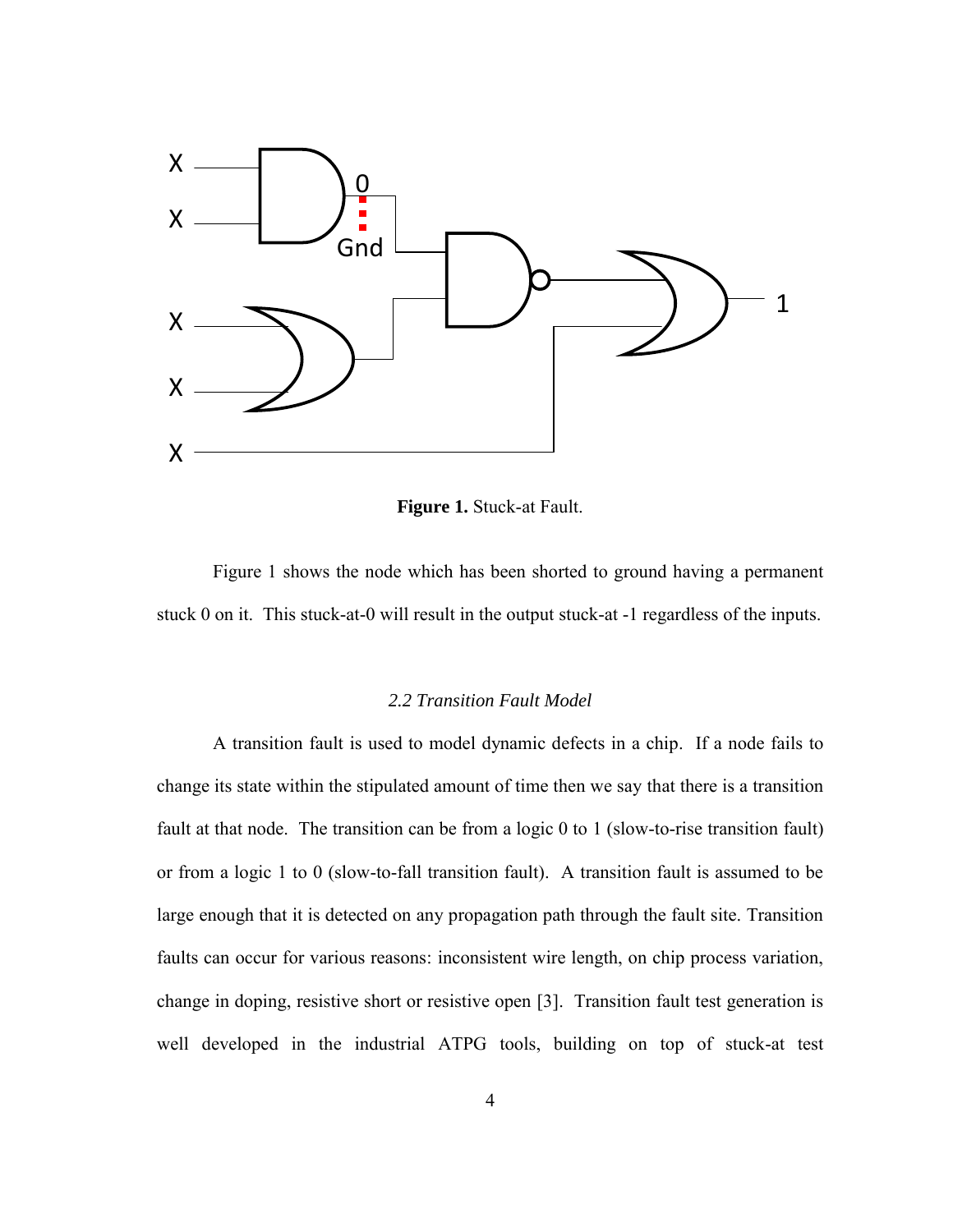**Figure 1.** Stuck-at Fault.

Figure 1 shows the node which has been shorted to ground having a permanent stuck 0 on it. This stuck-at-0 will result in the output stuck-at -1 regardless of the inputs.

### *2.2 Transition Fault Model*

A transition fault is used to model dynamic defects in a chip. If a node fails to change its state within the stipulated amount of time then we say that there is a transition fault at that node. The transition can be from a logic 0 to 1 (slow-to-rise transition fault) or from a logic 1 to 0 (slow-to-fall transition fault). A transition fault is assumed to be large enough that it is detected on any propagation path through the fault site. Transition faults can occur for various reasons: inconsistent wire length, on chip process variation, change in doping, resistive short or resistive open [3]. Transition fault test generation is well developed in the industrial ATPG tools, building on top of stuck-at test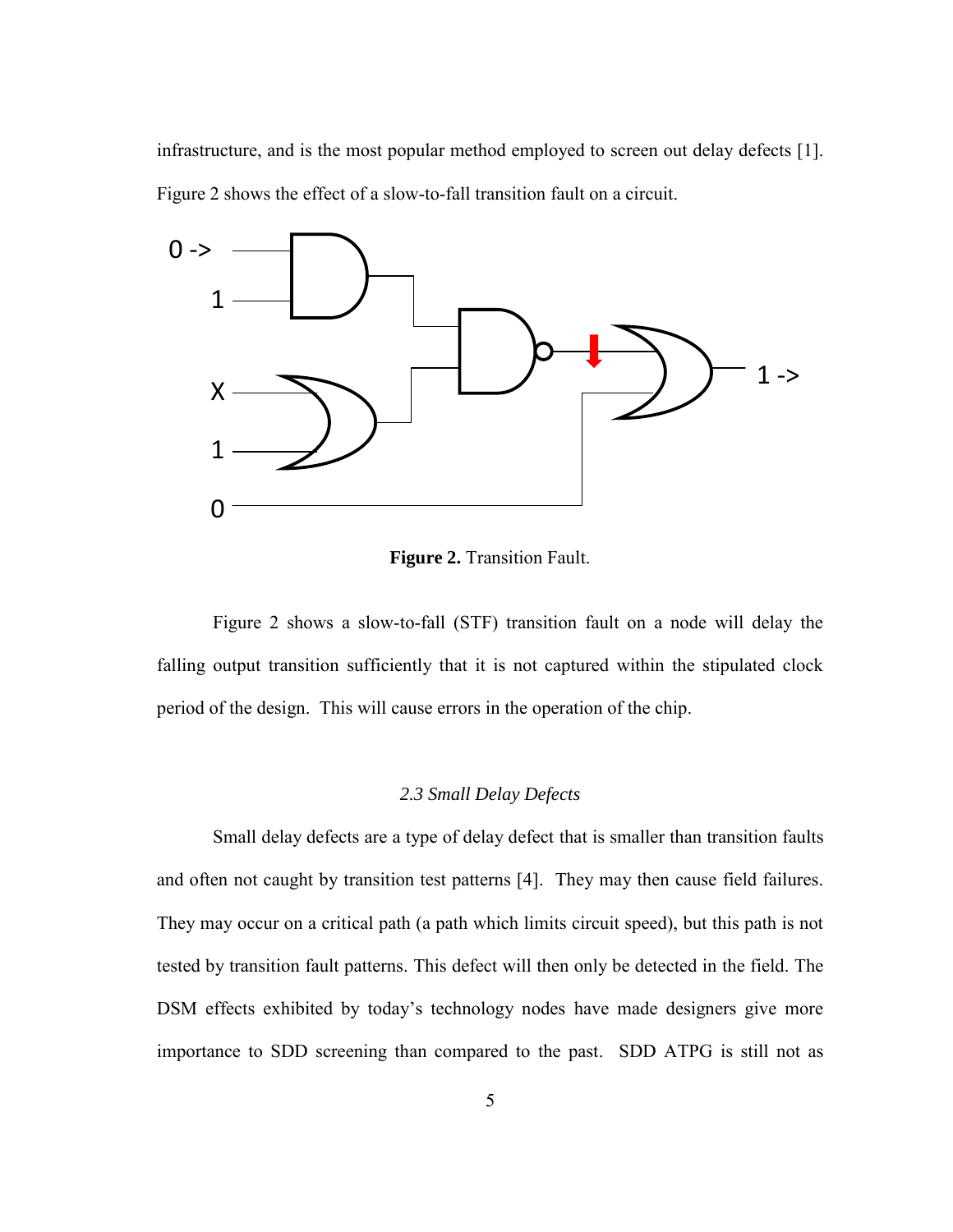infrastructure, and is the most popular method employed to screen out delay defects [1]. Figure 2 shows the effect of a slow-to-fall transition fault on a circuit.

**Figure 2.** Transition Fault.

Figure 2 shows a slow-to-fall (STF) transition fault on a node will delay the falling output transition sufficiently that it is not captured within the stipulated clock period of the design. This will cause errors in the operation of the chip.

### *2.3 Small Delay Defects*

Small delay defects are a type of delay defect that is smaller than transition faults and often not caught by transition test patterns [4]. They may then cause field failures. They may occur on a critical path (a path which limits circuit speed), but this path is not tested by transition fault patterns. This defect will then only be detected in the field. The DSM effects exhibited by today's technology nodes have made designers give more importance to SDD screening than compared to the past. SDD ATPG is still not as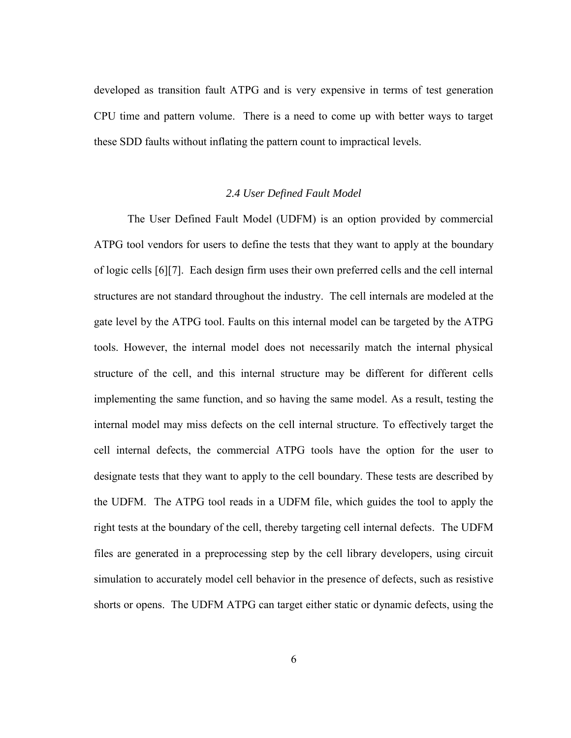developed as transition fault ATPG and is very expensive in terms of test generation CPU time and pattern volume. There is a need to come up with better ways to target these SDD faults without inflating the pattern count to impractical levels.

### *2.4 User Defined Fault Model*

The User Defined Fault Model (UDFM) is an option provided by commercial ATPG tool vendors for users to define the tests that they want to apply at the boundary of logic cells [6][7]. Each design firm uses their own preferred cells and the cell internal structures are not standard throughout the industry. The cell internals are modeled at the gate level by the ATPG tool. Faults on this internal model can be targeted by the ATPG tools. However, the internal model does not necessarily match the internal physical structure of the cell, and this internal structure may be different for different cells implementing the same function, and so having the same model. As a result, testing the internal model may miss defects on the cell internal structure. To effectively target the cell internal defects, the commercial ATPG tools have the option for the user to designate tests that they want to apply to the cell boundary. These tests are described by the UDFM. The ATPG tool reads in a UDFM file, which guides the tool to apply the right tests at the boundary of the cell, thereby targeting cell internal defects. The UDFM files are generated in a preprocessing step by the cell library developers, using circuit simulation to accurately model cell behavior in the presence of defects, such as resistive shorts or opens. The UDFM ATPG can target either static or dynamic defects, using the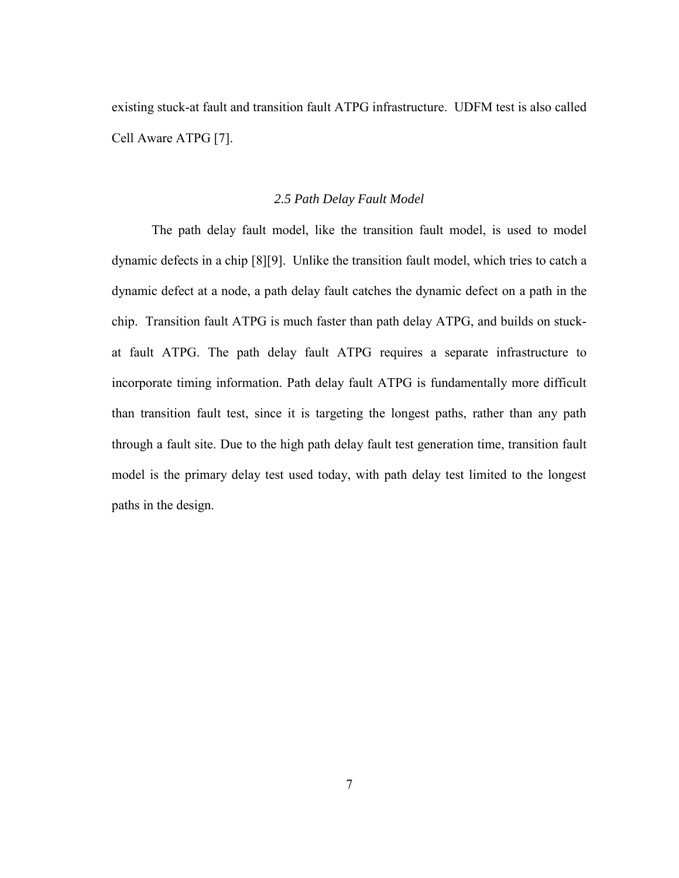existing stuck-at fault and transition fault ATPG infrastructure. UDFM test is also called Cell Aware ATPG [7].

### *2.5 Path Delay Fault Model*

The path delay fault model, like the transition fault model, is used to model dynamic defects in a chip [8][9]. Unlike the transition fault model, which tries to catch a dynamic defect at a node, a path delay fault catches the dynamic defect on a path in the chip. Transition fault ATPG is much faster than path delay ATPG, and builds on stuck-at fault ATPG. The path delay fault ATPG requires a separate infrastructure to incorporate timing information. Path delay fault ATPG is fundamentally more difficult than transition fault test, since it is targeting the longest paths, rather than any path through a fault site. Due to the high path delay fault test generation time, transition fault model is the primary delay test used today, with path delay test limited to the longest paths in the design.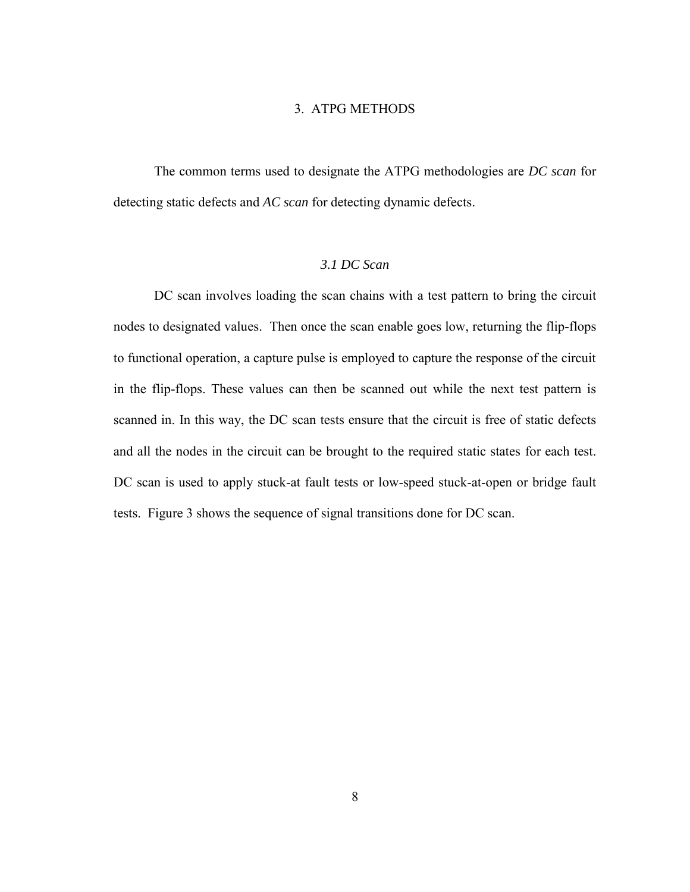# 3. ATPG METHODS

The common terms used to designate the ATPG methodologies are *DC scan* for detecting static defects and *AC scan* for detecting dynamic defects.

## *3.1 DC Scan*

DC scan involves loading the scan chains with a test pattern to bring the circuit nodes to designated values. Then once the scan enable goes low, returning the flip-flops to functional operation, a capture pulse is employed to capture the response of the circuit in the flip-flops. These values can then be scanned out while the next test pattern is scanned in. In this way, the DC scan tests ensure that the circuit is free of static defects and all the nodes in the circuit can be brought to the required static states for each test. DC scan is used to apply stuck-at fault tests or low-speed stuck-at-open or bridge fault tests. Figure 3 shows the sequence of signal transitions done for DC scan.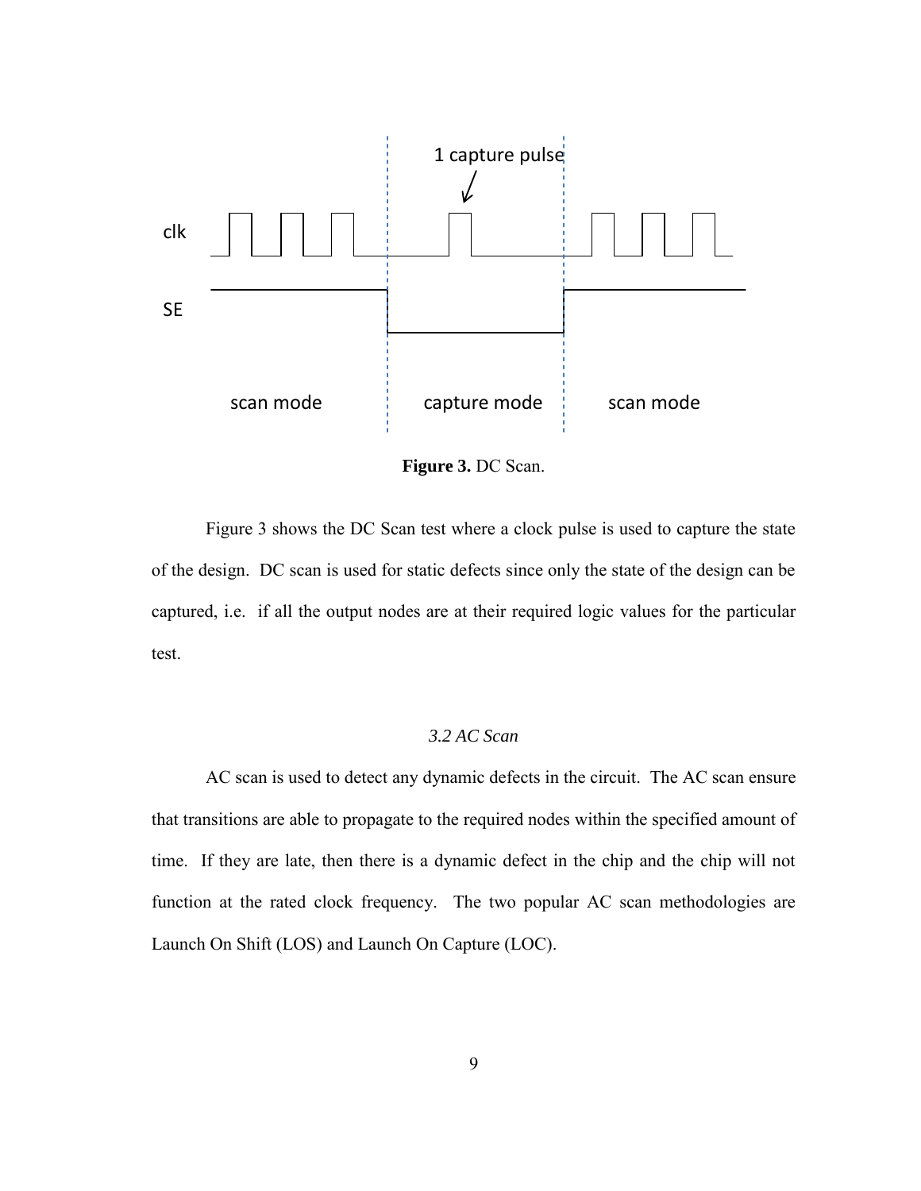**Figure 3.** DC Scan.

Figure 3 shows the DC Scan test where a clock pulse is used to capture the state of the design. DC scan is used for static defects since only the state of the design can be captured, i.e. if all the output nodes are at their required logic values for the particular test.

### *3.2 AC Scan*

AC scan is used to detect any dynamic defects in the circuit. The AC scan ensure that transitions are able to propagate to the required nodes within the specified amount of time. If they are late, then there is a dynamic defect in the chip and the chip will not function at the rated clock frequency. The two popular AC scan methodologies are Launch On Shift (LOS) and Launch On Capture (LOC).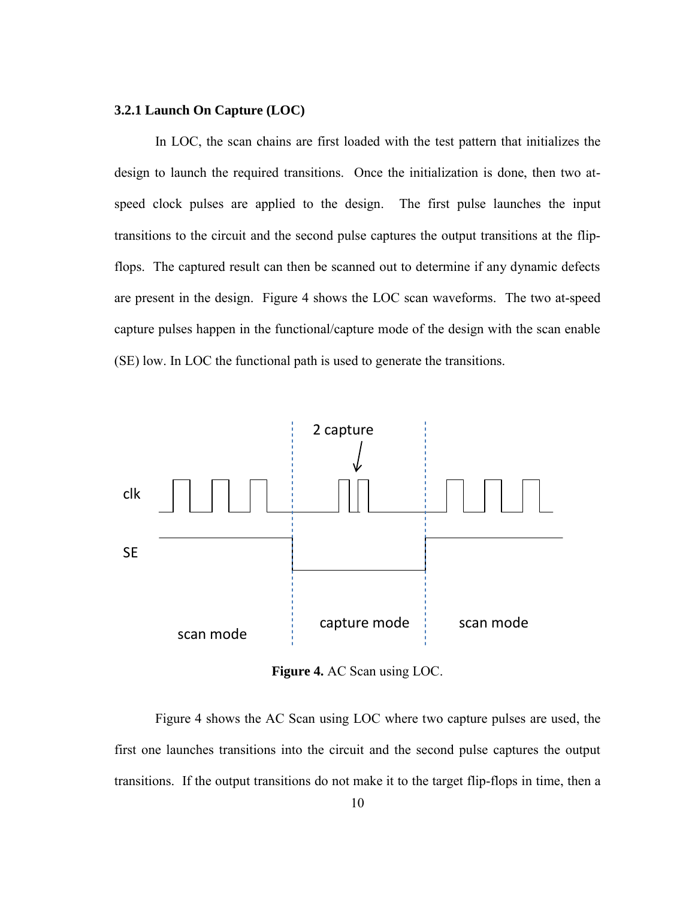### 3.2.1 Launch On Capture (LOC)

In LOC, the scan chains are first loaded with the test pattern that initializes the design to launch the required transitions. Once the initialization is done, then two at-speed clock pulses are applied to the design. The first pulse launches the input transitions to the circuit and the second pulse captures the output transitions at the flip-flops. The captured result can then be scanned out to determine if any dynamic defects are present in the design. Figure 4 shows the LOC scan waveforms. The two at-speed capture pulses happen in the functional/capture mode of the design with the scan enable (SE) low. In LOC the functional path is used to generate the transitions.

**Figure 4.** AC Scan using LOC.

Figure 4 shows the AC Scan using LOC where two capture pulses are used, the first one launches transitions into the circuit and the second pulse captures the output transitions. If the output transitions do not make it to the target flip-flops in time, then a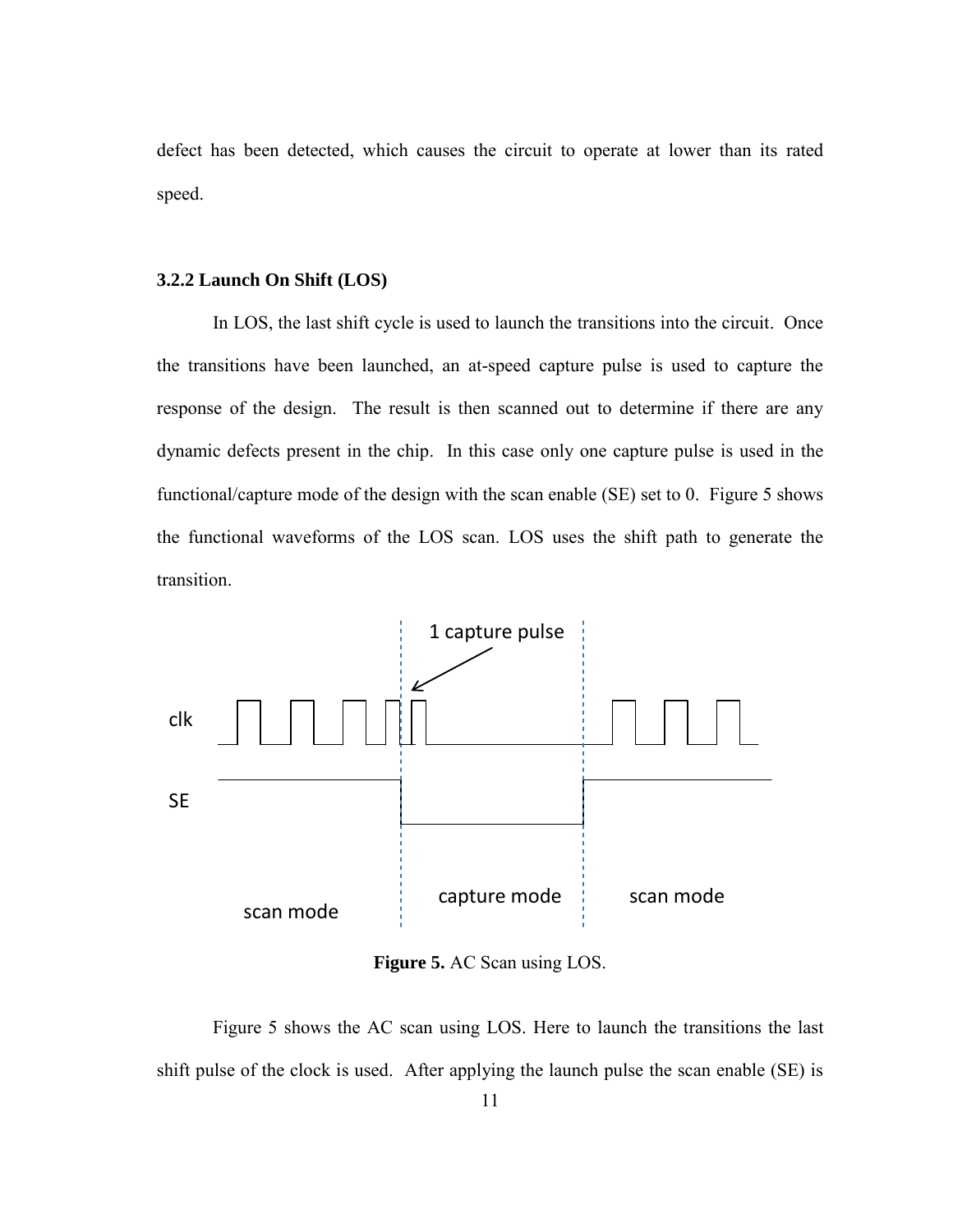defect has been detected, which causes the circuit to operate at lower than its rated speed.

### 3.2.2 Launch On Shift (LOS)

In LOS, the last shift cycle is used to launch the transitions into the circuit. Once the transitions have been launched, an at-speed capture pulse is used to capture the response of the design. The result is then scanned out to determine if there are any dynamic defects present in the chip. In this case only one capture pulse is used in the functional/capture mode of the design with the scan enable (SE) set to 0. Figure 5 shows the functional waveforms of the LOS scan. LOS uses the shift path to generate the transition.

**Figure 5.** AC Scan using LOS.

Figure 5 shows the AC scan using LOS. Here to launch the transitions the last shift pulse of the clock is used. After applying the launch pulse the scan enable (SE) is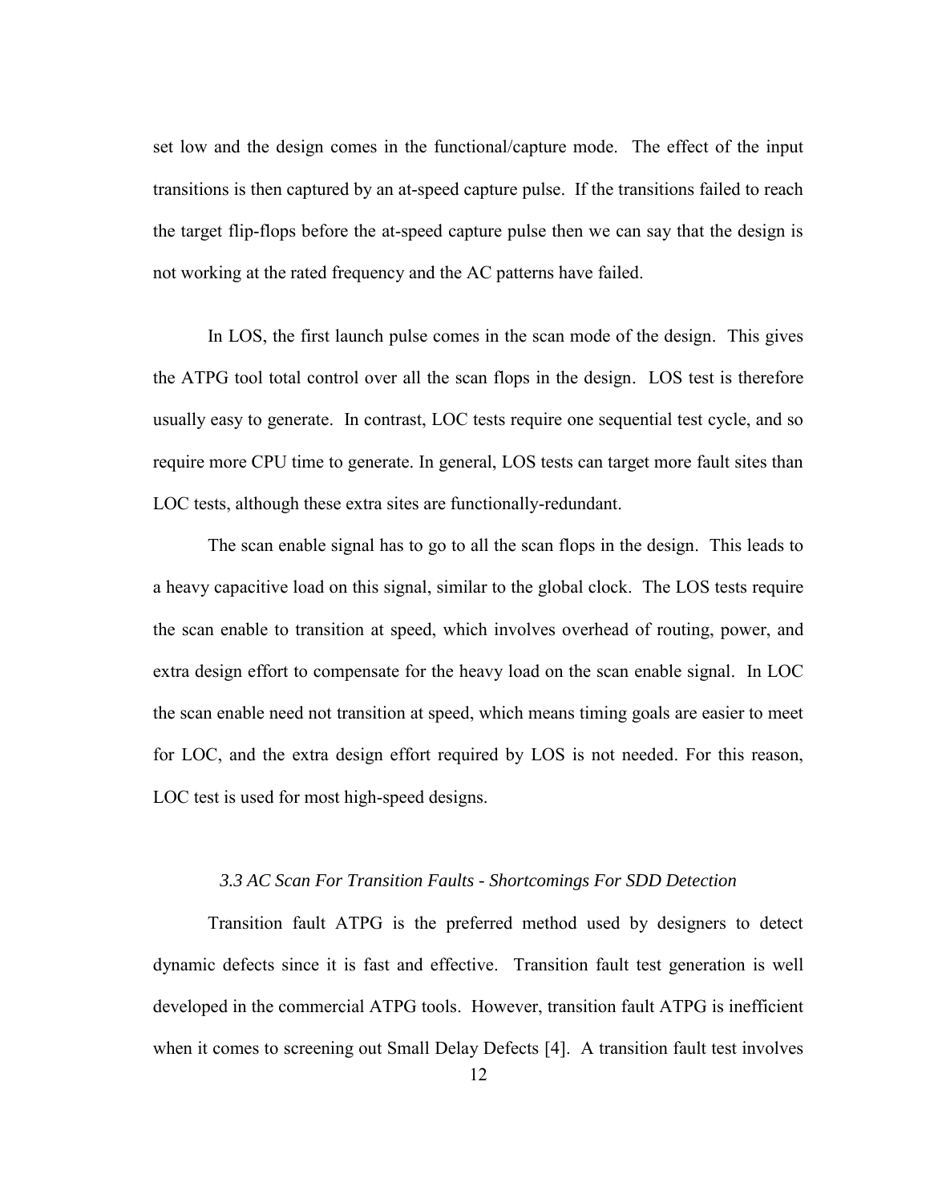set low and the design comes in the functional/capture mode. The effect of the input transitions is then captured by an at-speed capture pulse. If the transitions failed to reach the target flip-flops before the at-speed capture pulse then we can say that the design is not working at the rated frequency and the AC patterns have failed.

In LOS, the first launch pulse comes in the scan mode of the design. This gives the ATPG tool total control over all the scan flops in the design. LOS test is therefore usually easy to generate. In contrast, LOC tests require one sequential test cycle, and so require more CPU time to generate. In general, LOS tests can target more fault sites than LOC tests, although these extra sites are functionally-redundant.

The scan enable signal has to go to all the scan flops in the design. This leads to a heavy capacitive load on this signal, similar to the global clock. The LOS tests require the scan enable to transition at speed, which involves overhead of routing, power, and extra design effort to compensate for the heavy load on the scan enable signal. In LOC the scan enable need not transition at speed, which means timing goals are easier to meet for LOC, and the extra design effort required by LOS is not needed. For this reason, LOC test is used for most high-speed designs.

### *3.3 AC Scan For Transition Faults - Shortcomings For SDD Detection*

Transition fault ATPG is the preferred method used by designers to detect dynamic defects since it is fast and effective. Transition fault test generation is well developed in the commercial ATPG tools. However, transition fault ATPG is inefficient when it comes to screening out Small Delay Defects [4]. A transition fault test involves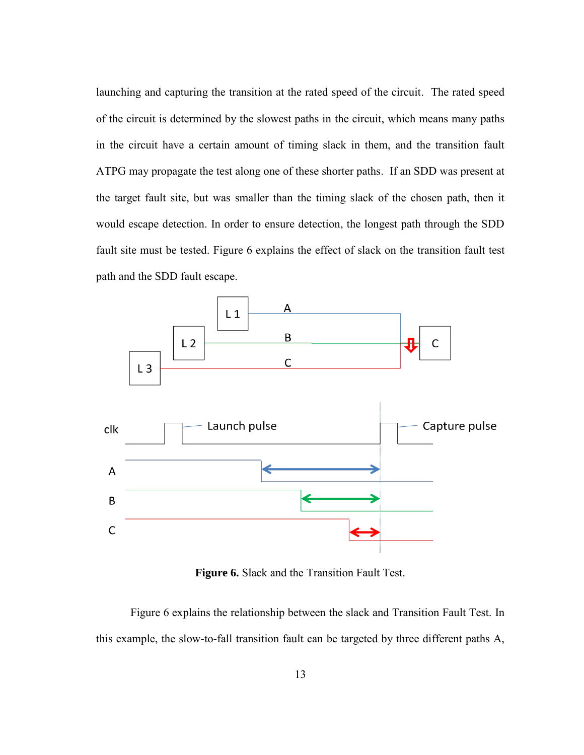launching and capturing the transition at the rated speed of the circuit. The rated speed of the circuit is determined by the slowest paths in the circuit, which means many paths in the circuit have a certain amount of timing slack in them, and the transition fault ATPG may propagate the test along one of these shorter paths. If an SDD was present at the target fault site, but was smaller than the timing slack of the chosen path, then it would escape detection. In order to ensure detection, the longest path through the SDD fault site must be tested. Figure 6 explains the effect of slack on the transition fault test path and the SDD fault escape.

**Figure 6.** Slack and the Transition Fault Test.

Figure 6 explains the relationship between the slack and Transition Fault Test. In this example, the slow-to-fall transition fault can be targeted by three different paths A,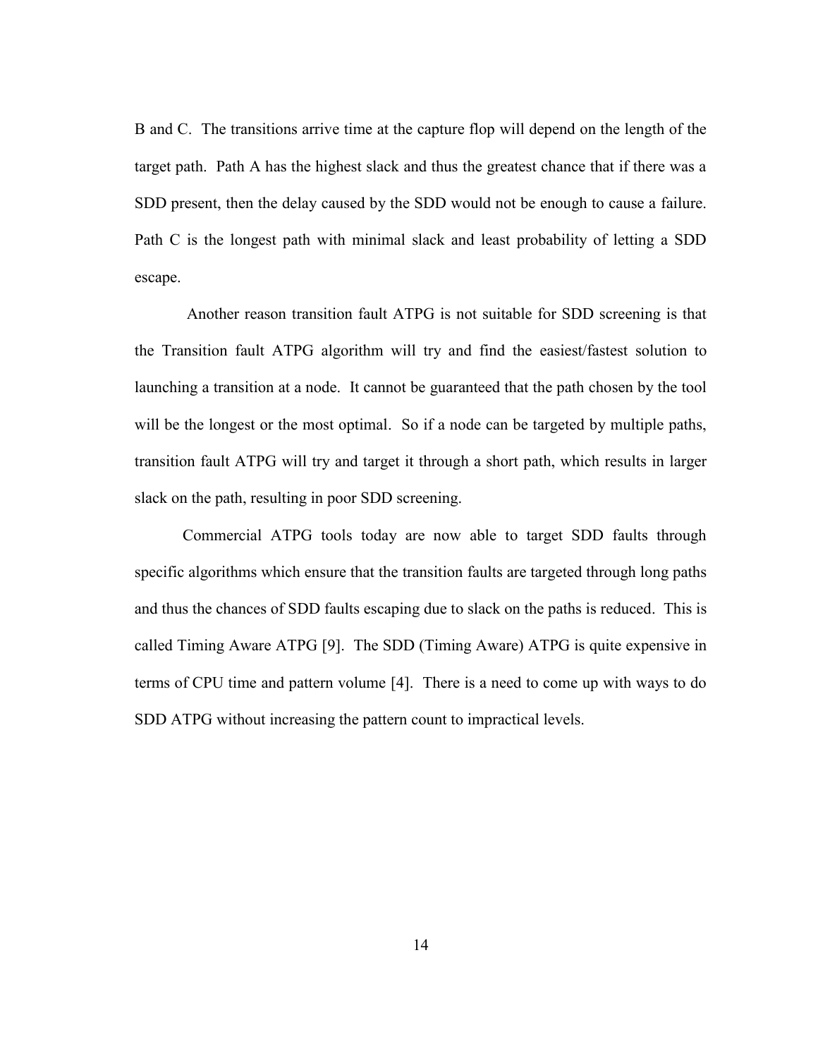B and C. The transitions arrive time at the capture flop will depend on the length of the target path. Path A has the highest slack and thus the greatest chance that if there was a SDD present, then the delay caused by the SDD would not be enough to cause a failure. Path C is the longest path with minimal slack and least probability of letting a SDD escape.

Another reason transition fault ATPG is not suitable for SDD screening is that the Transition fault ATPG algorithm will try and find the easiest/fastest solution to launching a transition at a node. It cannot be guaranteed that the path chosen by the tool will be the longest or the most optimal. So if a node can be targeted by multiple paths, transition fault ATPG will try and target it through a short path, which results in larger slack on the path, resulting in poor SDD screening.

Commercial ATPG tools today are now able to target SDD faults through specific algorithms which ensure that the transition faults are targeted through long paths and thus the chances of SDD faults escaping due to slack on the paths is reduced. This is called Timing Aware ATPG [9]. The SDD (Timing Aware) ATPG is quite expensive in terms of CPU time and pattern volume [4]. There is a need to come up with ways to do SDD ATPG without increasing the pattern count to impractical levels.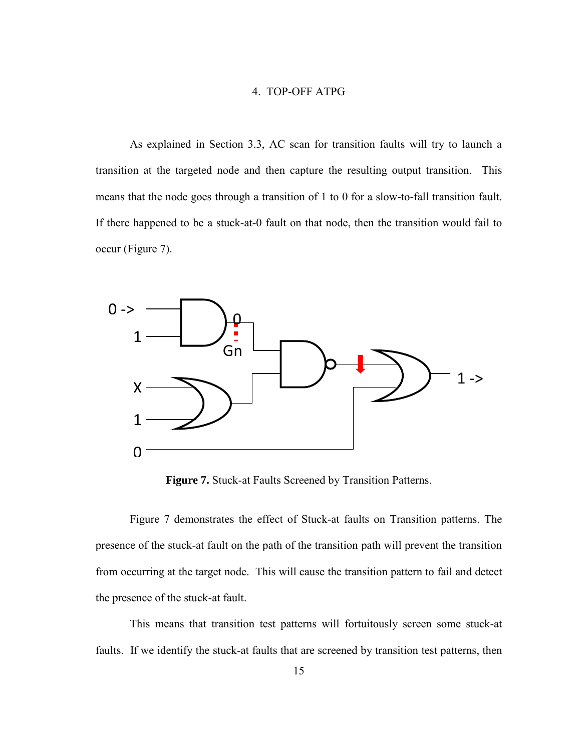# 4. TOP-OFF ATPG

As explained in Section 3.3, AC scan for transition faults will try to launch a transition at the targeted node and then capture the resulting output transition. This means that the node goes through a transition of 1 to 0 for a slow-to-fall transition fault. If there happened to be a stuck-at-0 fault on that node, then the transition would fail to occur (Figure 7).

**Figure 7.** Stuck-at Faults Screened by Transition Patterns.

Figure 7 demonstrates the effect of Stuck-at faults on Transition patterns. The presence of the stuck-at fault on the path of the transition path will prevent the transition from occurring at the target node. This will cause the transition pattern to fail and detect the presence of the stuck-at fault.

This means that transition test patterns will fortuitously screen some stuck-at faults. If we identify the stuck-at faults that are screened by transition test patterns, then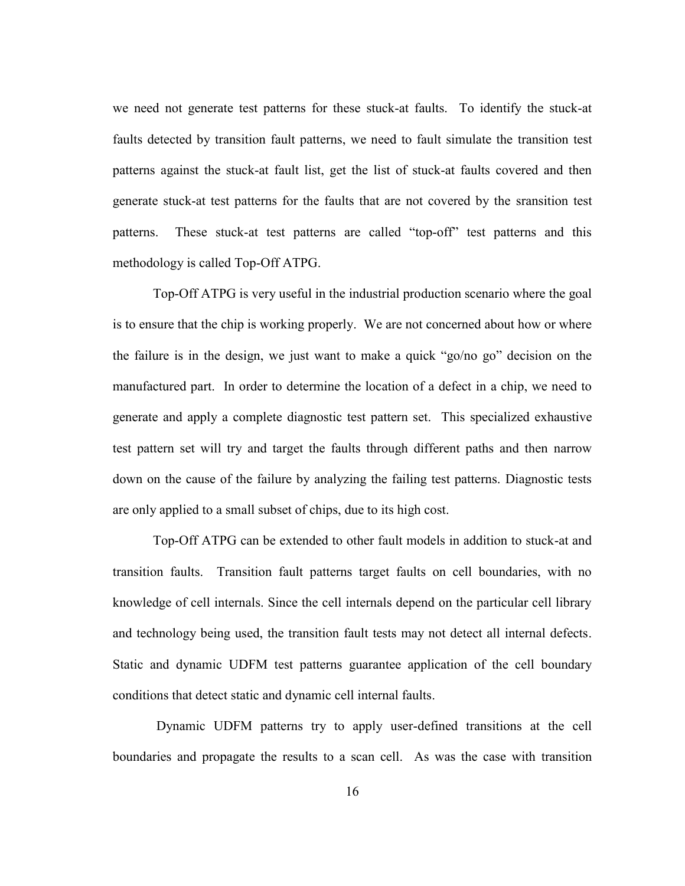we need not generate test patterns for these stuck-at faults. To identify the stuck-at faults detected by transition fault patterns, we need to fault simulate the transition test patterns against the stuck-at fault list, get the list of stuck-at faults covered and then generate stuck-at test patterns for the faults that are not covered by the sransition test patterns. These stuck-at test patterns are called "top-off" test patterns and this methodology is called Top-Off ATPG.

Top-Off ATPG is very useful in the industrial production scenario where the goal is to ensure that the chip is working properly. We are not concerned about how or where the failure is in the design, we just want to make a quick "go/no go" decision on the manufactured part. In order to determine the location of a defect in a chip, we need to generate and apply a complete diagnostic test pattern set. This specialized exhaustive test pattern set will try and target the faults through different paths and then narrow down on the cause of the failure by analyzing the failing test patterns. Diagnostic tests are only applied to a small subset of chips, due to its high cost.

Top-Off ATPG can be extended to other fault models in addition to stuck-at and transition faults. Transition fault patterns target faults on cell boundaries, with no knowledge of cell internals. Since the cell internals depend on the particular cell library and technology being used, the transition fault tests may not detect all internal defects. Static and dynamic UDFM test patterns guarantee application of the cell boundary conditions that detect static and dynamic cell internal faults.

Dynamic UDFM patterns try to apply user-defined transitions at the cell boundaries and propagate the results to a scan cell. As was the case with transition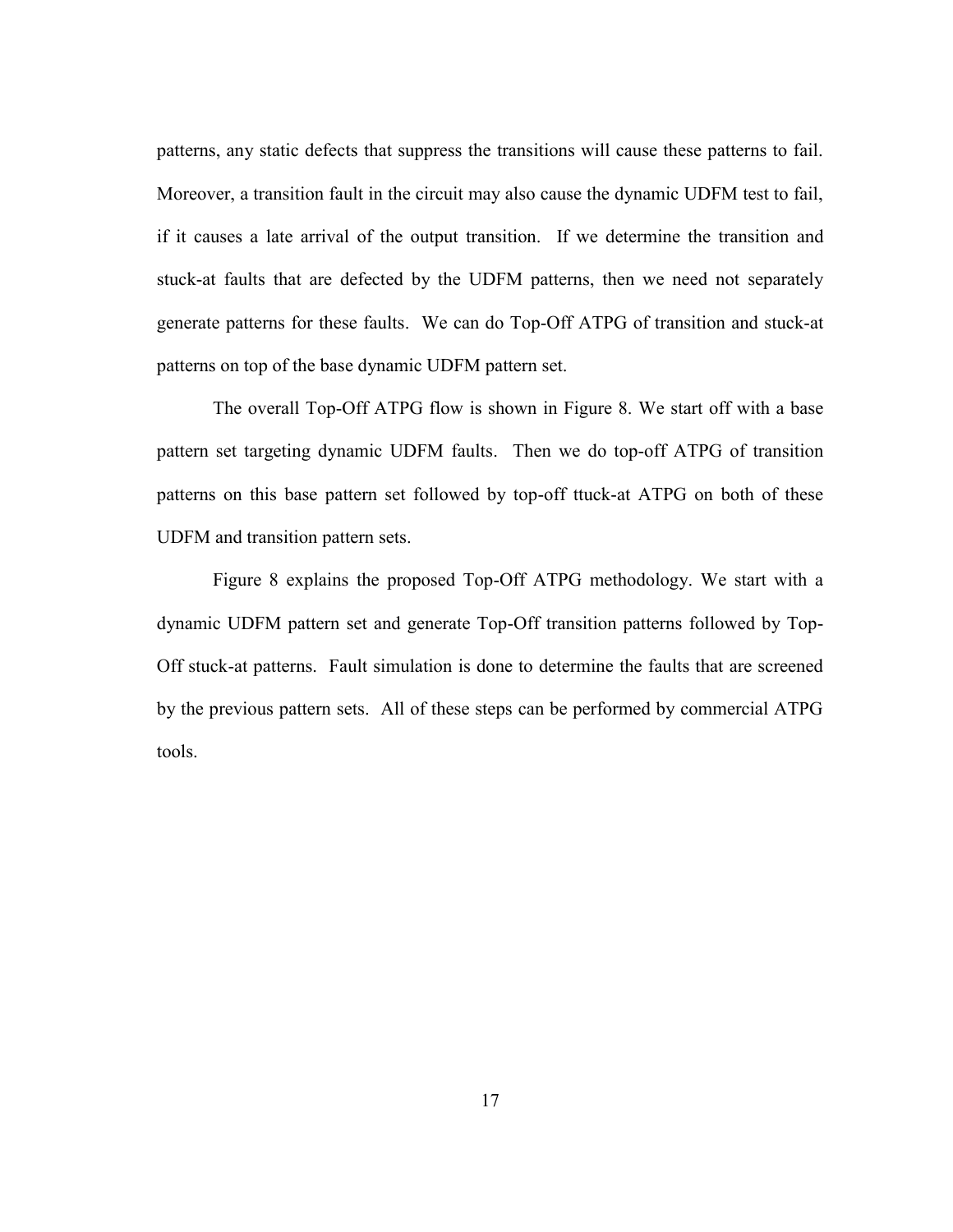patterns, any static defects that suppress the transitions will cause these patterns to fail. Moreover, a transition fault in the circuit may also cause the dynamic UDFM test to fail, if it causes a late arrival of the output transition. If we determine the transition and stuck-at faults that are defected by the UDFM patterns, then we need not separately generate patterns for these faults. We can do Top-Off ATPG of transition and stuck-at patterns on top of the base dynamic UDFM pattern set.

The overall Top-Off ATPG flow is shown in Figure 8. We start off with a base pattern set targeting dynamic UDFM faults. Then we do top-off ATPG of transition patterns on this base pattern set followed by top-off ttuck-at ATPG on both of these UDFM and transition pattern sets.

Figure 8 explains the proposed Top-Off ATPG methodology. We start with a dynamic UDFM pattern set and generate Top-Off transition patterns followed by Top-Off stuck-at patterns. Fault simulation is done to determine the faults that are screened by the previous pattern sets. All of these steps can be performed by commercial ATPG tools.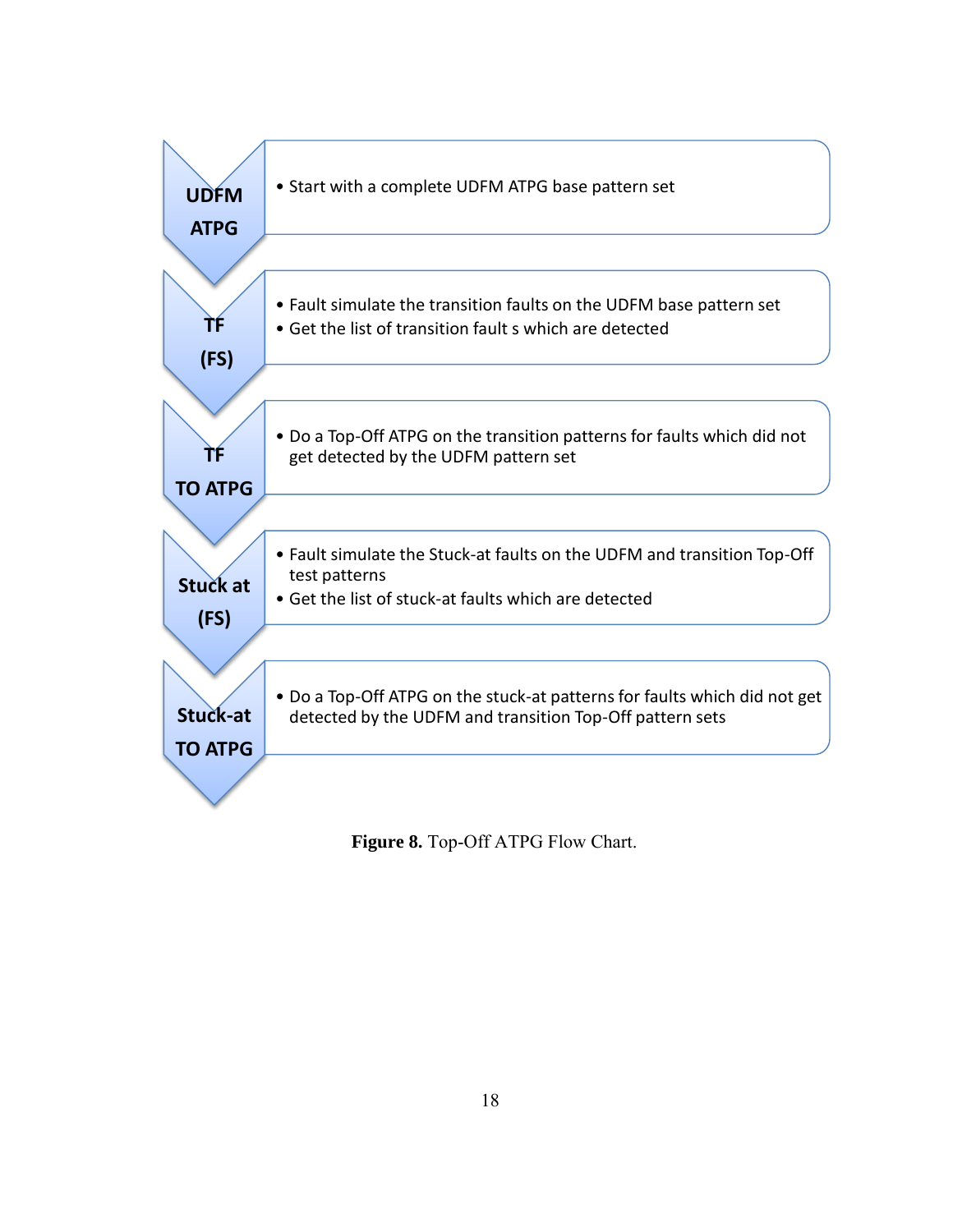**UDFM ATPG**

- Start with a complete UDFM ATPG base pattern set

**TF (FS)**

- Fault simulate the transition faults on the UDFM base pattern set
- Get the list of transition fault s which are detected

**TF TO ATPG**

- Do a Top-Off ATPG on the transition patterns for faults which did not get detected by the UDFM pattern set

**Stuck at (FS)**

- Fault simulate the Stuck-at faults on the UDFM and transition Top-Off test patterns
- Get the list of stuck-at faults which are detected

**Stuck-at TO ATPG**

- Do a Top-Off ATPG on the stuck-at patterns for faults which did not get detected by the UDFM and transition Top-Off pattern sets

**Figure 8.** Top-Off ATPG Flow Chart.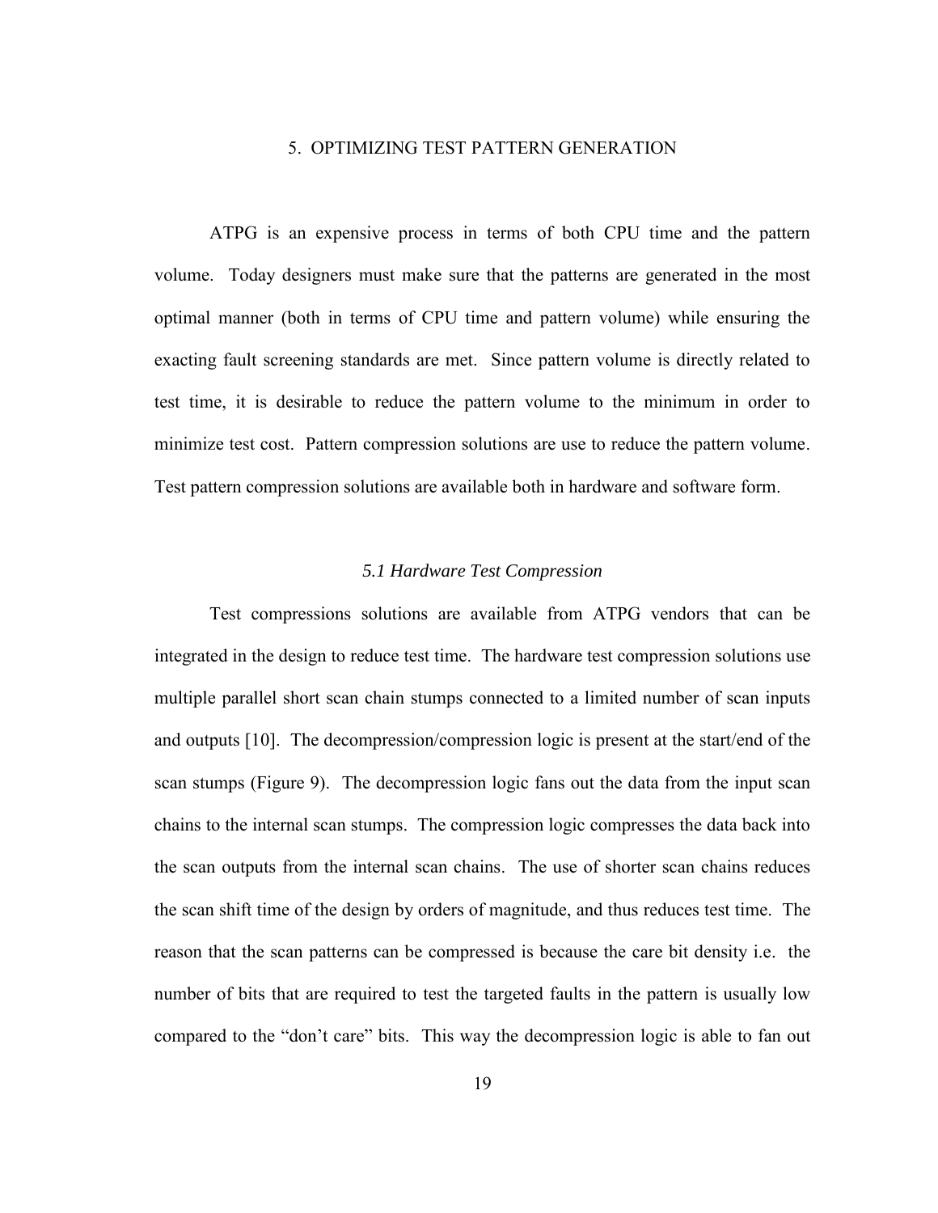# 5. OPTIMIZING TEST PATTERN GENERATION

ATPG is an expensive process in terms of both CPU time and the pattern volume. Today designers must make sure that the patterns are generated in the most optimal manner (both in terms of CPU time and pattern volume) while ensuring the exacting fault screening standards are met. Since pattern volume is directly related to test time, it is desirable to reduce the pattern volume to the minimum in order to minimize test cost. Pattern compression solutions are use to reduce the pattern volume. Test pattern compression solutions are available both in hardware and software form.

## *5.1 Hardware Test Compression*

Test compressions solutions are available from ATPG vendors that can be integrated in the design to reduce test time. The hardware test compression solutions use multiple parallel short scan chain stumps connected to a limited number of scan inputs and outputs [10]. The decompression/compression logic is present at the start/end of the scan stumps (Figure 9). The decompression logic fans out the data from the input scan chains to the internal scan stumps. The compression logic compresses the data back into the scan outputs from the internal scan chains. The use of shorter scan chains reduces the scan shift time of the design by orders of magnitude, and thus reduces test time. The reason that the scan patterns can be compressed is because the care bit density i.e. the number of bits that are required to test the targeted faults in the pattern is usually low compared to the "don't care" bits. This way the decompression logic is able to fan out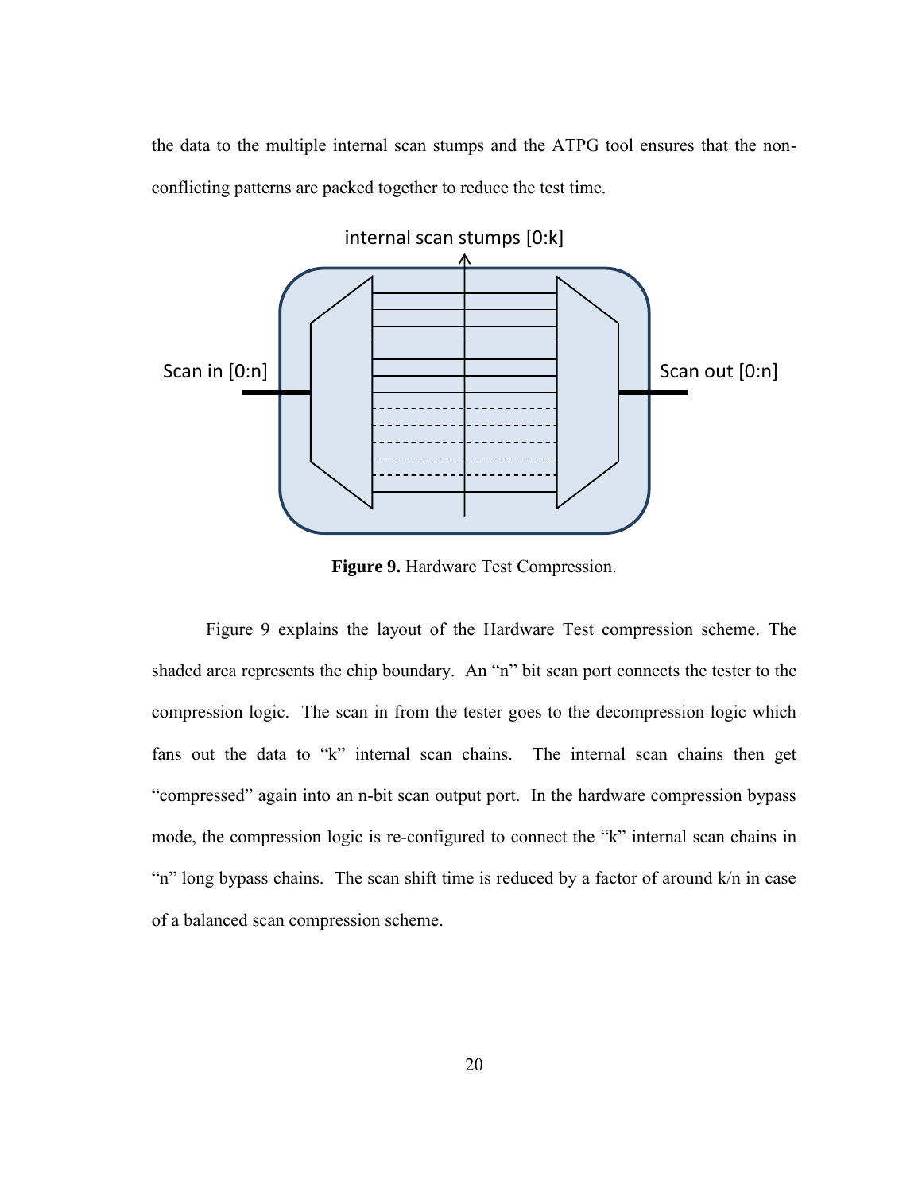the data to the multiple internal scan stumps and the ATPG tool ensures that the non-conflicting patterns are packed together to reduce the test time.

**Figure 9.** Hardware Test Compression.

Figure 9 explains the layout of the Hardware Test compression scheme. The shaded area represents the chip boundary. An "n" bit scan port connects the tester to the compression logic. The scan in from the tester goes to the decompression logic which fans out the data to "k" internal scan chains. The internal scan chains then get "compressed" again into an n-bit scan output port. In the hardware compression bypass mode, the compression logic is re-configured to connect the "k" internal scan chains in "n" long bypass chains. The scan shift time is reduced by a factor of around k/n in case of a balanced scan compression scheme.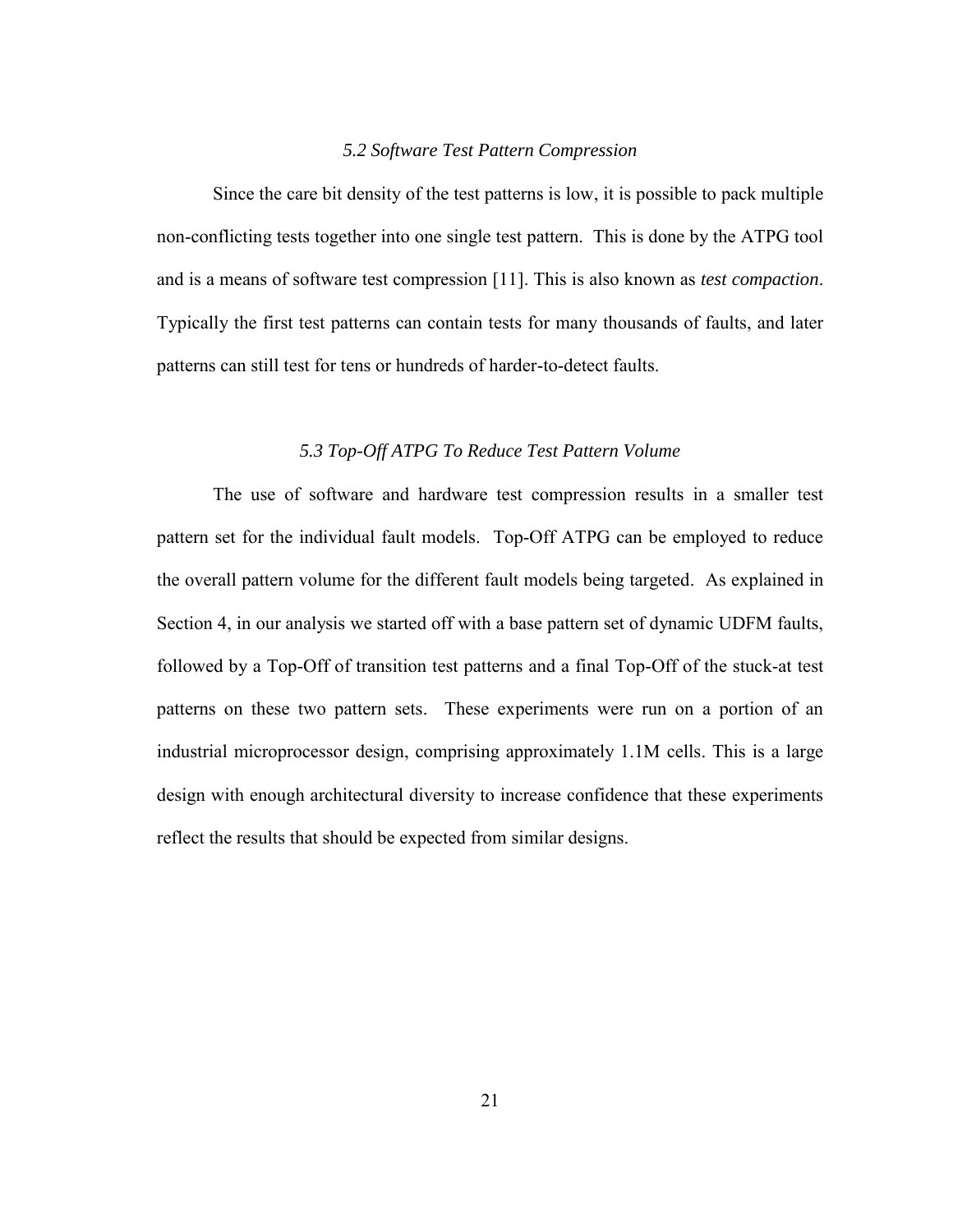### *5.2 Software Test Pattern Compression*

Since the care bit density of the test patterns is low, it is possible to pack multiple non-conflicting tests together into one single test pattern. This is done by the ATPG tool and is a means of software test compression [11]. This is also known as *test compaction*. Typically the first test patterns can contain tests for many thousands of faults, and later patterns can still test for tens or hundreds of harder-to-detect faults.

### *5.3 Top-Off ATPG To Reduce Test Pattern Volume*

The use of software and hardware test compression results in a smaller test pattern set for the individual fault models. Top-Off ATPG can be employed to reduce the overall pattern volume for the different fault models being targeted. As explained in Section 4, in our analysis we started off with a base pattern set of dynamic UDFM faults, followed by a Top-Off of transition test patterns and a final Top-Off of the stuck-at test patterns on these two pattern sets. These experiments were run on a portion of an industrial microprocessor design, comprising approximately 1.1M cells. This is a large design with enough architectural diversity to increase confidence that these experiments reflect the results that should be expected from similar designs.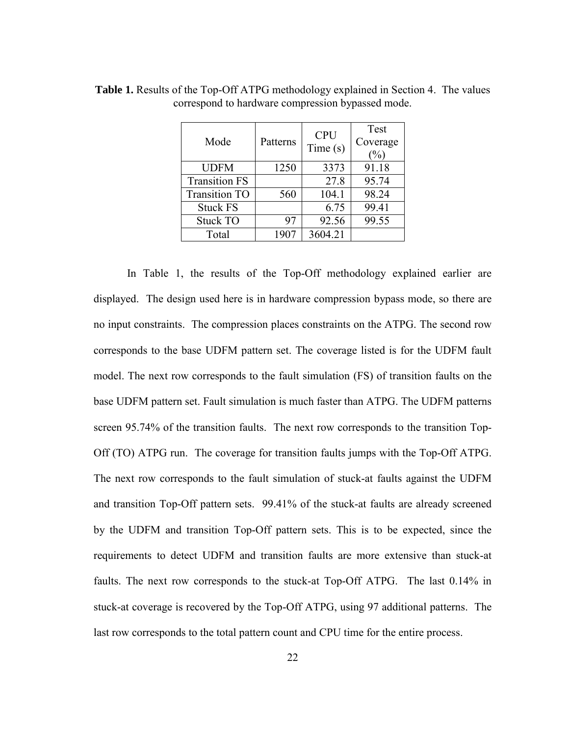**Table 1.** Results of the Top-Off ATPG methodology explained in Section 4. The values correspond to hardware compression bypassed mode.

| Mode | Patterns | CPU Time (s) | Test Coverage (%) |
|---|---|---|---|
| UDFM | 1250 | 3373 | 91.18 |
| Transition FS | | 27.8 | 95.74 |
| Transition TO | 560 | 104.1 | 98.24 |
| Stuck FS | | 6.75 | 99.41 |
| Stuck TO | 97 | 92.56 | 99.55 |
| Total | 1907 | 3604.21 | |

In Table 1, the results of the Top-Off methodology explained earlier are displayed. The design used here is in hardware compression bypass mode, so there are no input constraints. The compression places constraints on the ATPG. The second row corresponds to the base UDFM pattern set. The coverage listed is for the UDFM fault model. The next row corresponds to the fault simulation (FS) of transition faults on the base UDFM pattern set. Fault simulation is much faster than ATPG. The UDFM patterns screen 95.74% of the transition faults. The next row corresponds to the transition Top-Off (TO) ATPG run. The coverage for transition faults jumps with the Top-Off ATPG. The next row corresponds to the fault simulation of stuck-at faults against the UDFM and transition Top-Off pattern sets. 99.41% of the stuck-at faults are already screened by the UDFM and transition Top-Off pattern sets. This is to be expected, since the requirements to detect UDFM and transition faults are more extensive than stuck-at faults. The next row corresponds to the stuck-at Top-Off ATPG. The last 0.14% in stuck-at coverage is recovered by the Top-Off ATPG, using 97 additional patterns. The last row corresponds to the total pattern count and CPU time for the entire process.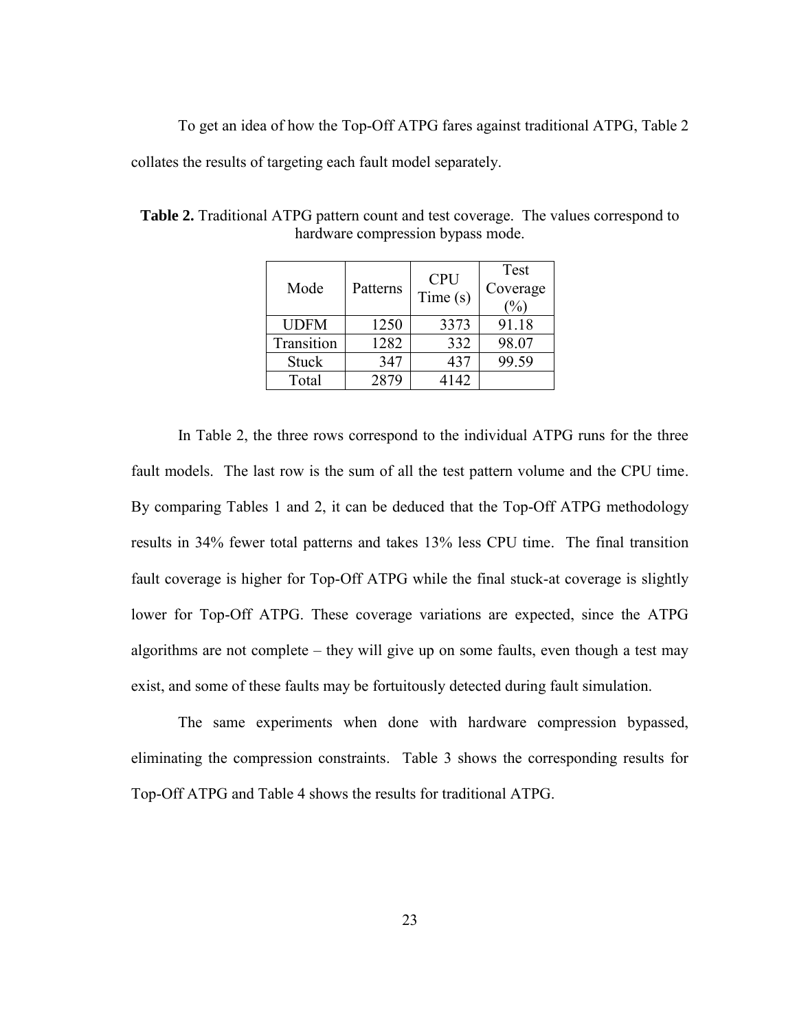To get an idea of how the Top-Off ATPG fares against traditional ATPG, Table 2 collates the results of targeting each fault model separately.

**Table 2.** Traditional ATPG pattern count and test coverage. The values correspond to hardware compression bypass mode.

| Mode | Patterns | CPU Time (s) | Test Coverage (%) |
|---|---|---|---|
| UDFM | 1250 | 3373 | 91.18 |
| Transition | 1282 | 332 | 98.07 |
| Stuck | 347 | 437 | 99.59 |
| Total | 2879 | 4142 | |

In Table 2, the three rows correspond to the individual ATPG runs for the three fault models. The last row is the sum of all the test pattern volume and the CPU time. By comparing Tables 1 and 2, it can be deduced that the Top-Off ATPG methodology results in 34% fewer total patterns and takes 13% less CPU time. The final transition fault coverage is higher for Top-Off ATPG while the final stuck-at coverage is slightly lower for Top-Off ATPG. These coverage variations are expected, since the ATPG algorithms are not complete – they will give up on some faults, even though a test may exist, and some of these faults may be fortuitously detected during fault simulation.

The same experiments when done with hardware compression bypassed, eliminating the compression constraints. Table 3 shows the corresponding results for Top-Off ATPG and Table 4 shows the results for traditional ATPG.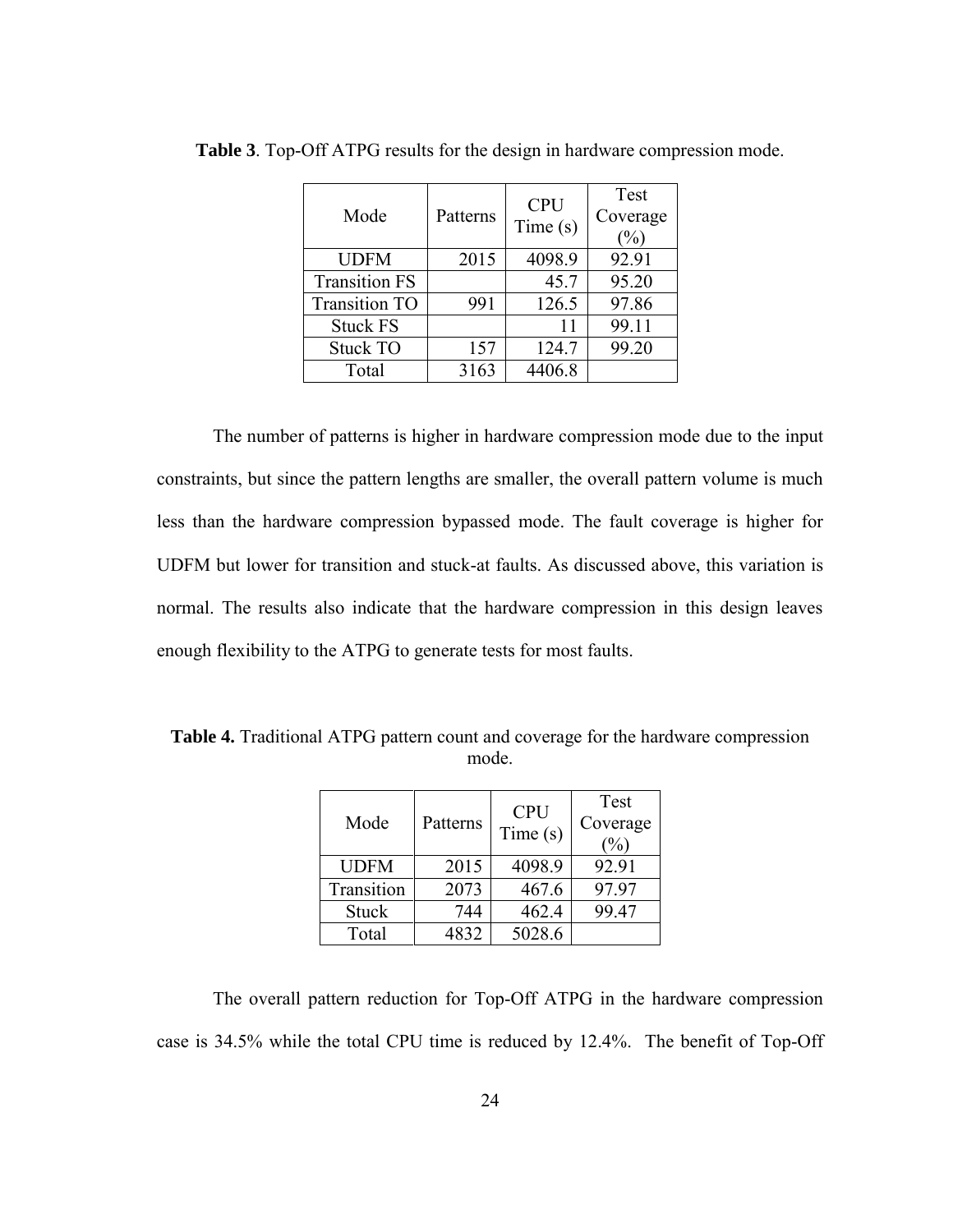**Table 3**. Top-Off ATPG results for the design in hardware compression mode.

| Mode | Patterns | CPU Time (s) | Test Coverage (%) |
|---|---|---|---|
| UDFM | 2015 | 4098.9 | 92.91 |
| Transition FS | | 45.7 | 95.20 |
| Transition TO | 991 | 126.5 | 97.86 |
| Stuck FS | | 11 | 99.11 |
| Stuck TO | 157 | 124.7 | 99.20 |
| Total | 3163 | 4406.8 | |

The number of patterns is higher in hardware compression mode due to the input constraints, but since the pattern lengths are smaller, the overall pattern volume is much less than the hardware compression bypassed mode. The fault coverage is higher for UDFM but lower for transition and stuck-at faults. As discussed above, this variation is normal. The results also indicate that the hardware compression in this design leaves enough flexibility to the ATPG to generate tests for most faults.

**Table 4.** Traditional ATPG pattern count and coverage for the hardware compression mode.

| Mode | Patterns | CPU Time (s) | Test Coverage (%) |
|---|---|---|---|
| UDFM | 2015 | 4098.9 | 92.91 |
| Transition | 2073 | 467.6 | 97.97 |
| Stuck | 744 | 462.4 | 99.47 |
| Total | 4832 | 5028.6 | |

The overall pattern reduction for Top-Off ATPG in the hardware compression case is 34.5% while the total CPU time is reduced by 12.4%. The benefit of Top-Off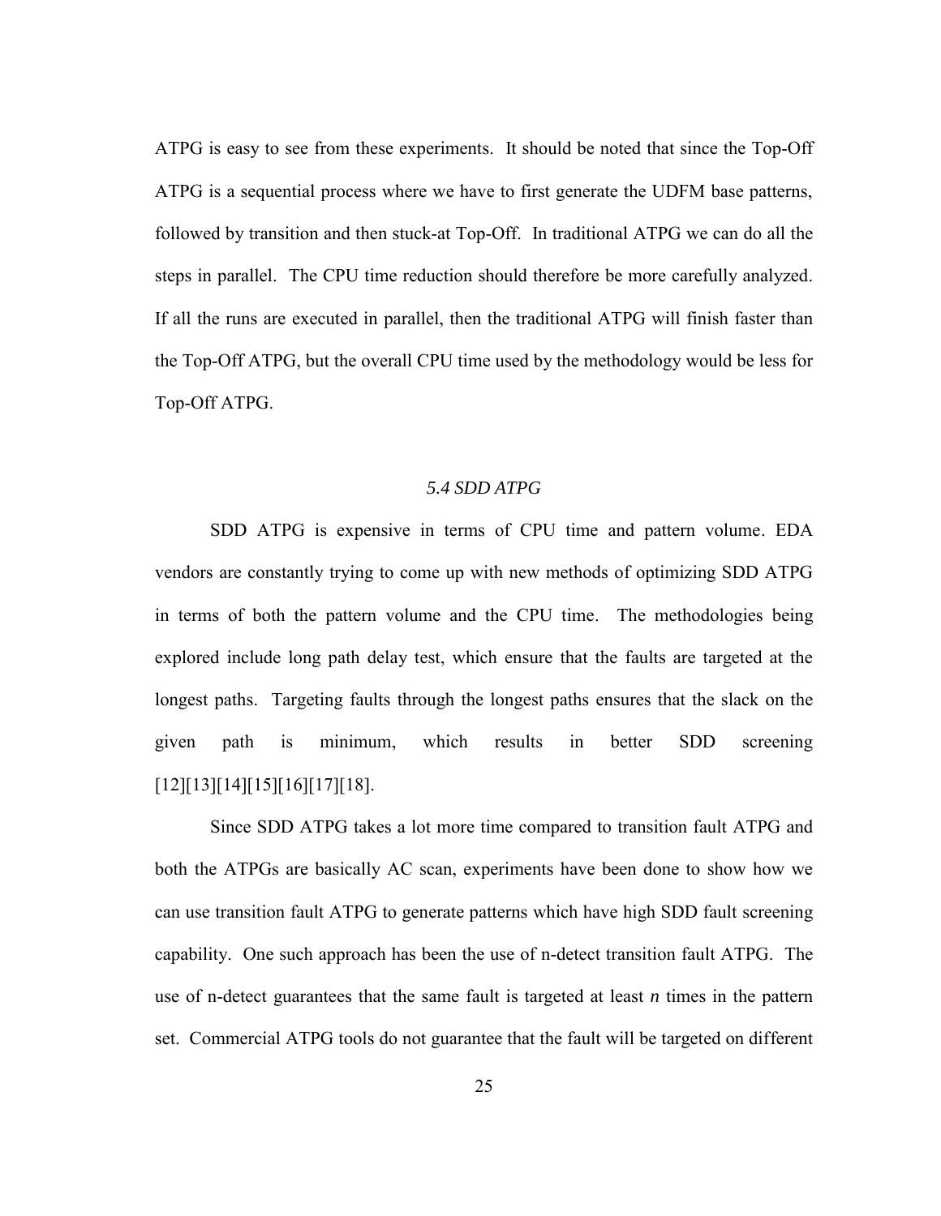ATPG is easy to see from these experiments. It should be noted that since the Top-Off ATPG is a sequential process where we have to first generate the UDFM base patterns, followed by transition and then stuck-at Top-Off. In traditional ATPG we can do all the steps in parallel. The CPU time reduction should therefore be more carefully analyzed. If all the runs are executed in parallel, then the traditional ATPG will finish faster than the Top-Off ATPG, but the overall CPU time used by the methodology would be less for Top-Off ATPG.

### *5.4 SDD ATPG*

SDD ATPG is expensive in terms of CPU time and pattern volume. EDA vendors are constantly trying to come up with new methods of optimizing SDD ATPG in terms of both the pattern volume and the CPU time. The methodologies being explored include long path delay test, which ensure that the faults are targeted at the longest paths. Targeting faults through the longest paths ensures that the slack on the given path is minimum, which results in better SDD screening [12][13][14][15][16][17][18].

Since SDD ATPG takes a lot more time compared to transition fault ATPG and both the ATPGs are basically AC scan, experiments have been done to show how we can use transition fault ATPG to generate patterns which have high SDD fault screening capability. One such approach has been the use of n-detect transition fault ATPG. The use of n-detect guarantees that the same fault is targeted at least *n* times in the pattern set. Commercial ATPG tools do not guarantee that the fault will be targeted on different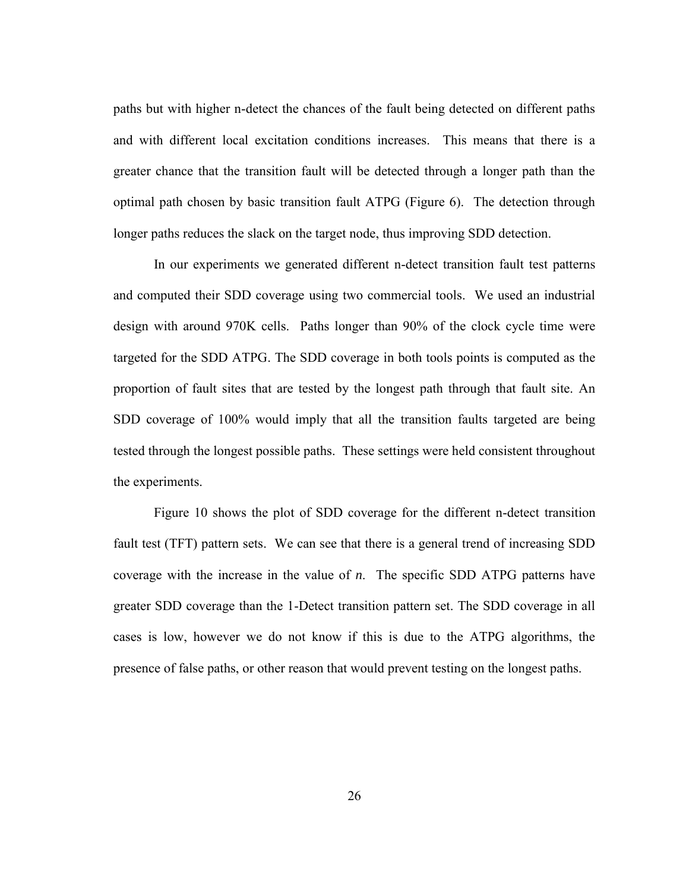paths but with higher n-detect the chances of the fault being detected on different paths and with different local excitation conditions increases. This means that there is a greater chance that the transition fault will be detected through a longer path than the optimal path chosen by basic transition fault ATPG (Figure 6). The detection through longer paths reduces the slack on the target node, thus improving SDD detection.

In our experiments we generated different n-detect transition fault test patterns and computed their SDD coverage using two commercial tools. We used an industrial design with around 970K cells. Paths longer than 90% of the clock cycle time were targeted for the SDD ATPG. The SDD coverage in both tools points is computed as the proportion of fault sites that are tested by the longest path through that fault site. An SDD coverage of 100% would imply that all the transition faults targeted are being tested through the longest possible paths. These settings were held consistent throughout the experiments.

Figure 10 shows the plot of SDD coverage for the different n-detect transition fault test (TFT) pattern sets. We can see that there is a general trend of increasing SDD coverage with the increase in the value of *n*. The specific SDD ATPG patterns have greater SDD coverage than the 1-Detect transition pattern set. The SDD coverage in all cases is low, however we do not know if this is due to the ATPG algorithms, the presence of false paths, or other reason that would prevent testing on the longest paths.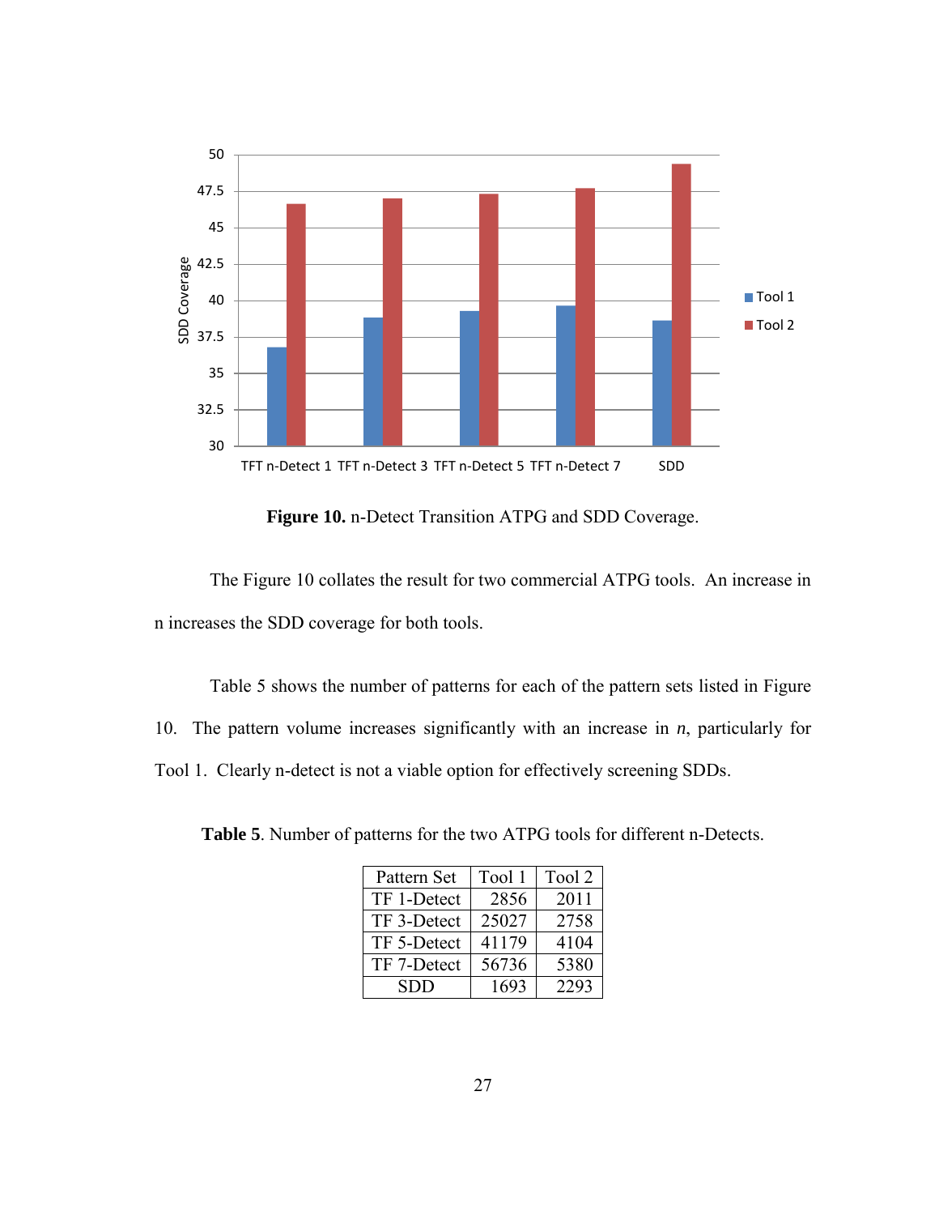**Figure 10.** n-Detect Transition ATPG and SDD Coverage.

The Figure 10 collates the result for two commercial ATPG tools. An increase in n increases the SDD coverage for both tools.

Table 5 shows the number of patterns for each of the pattern sets listed in Figure 10. The pattern volume increases significantly with an increase in *n*, particularly for Tool 1. Clearly n-detect is not a viable option for effectively screening SDDs.

**Table 5**. Number of patterns for the two ATPG tools for different n-Detects.

| Pattern Set | Tool 1 | Tool 2 |
|---|---|---|
| TF 1-Detect | 2856 | 2011 |
| TF 3-Detect | 25027 | 2758 |
| TF 5-Detect | 41179 | 4104 |
| TF 7-Detect | 56736 | 5380 |
| SDD | 1693 | 2293 |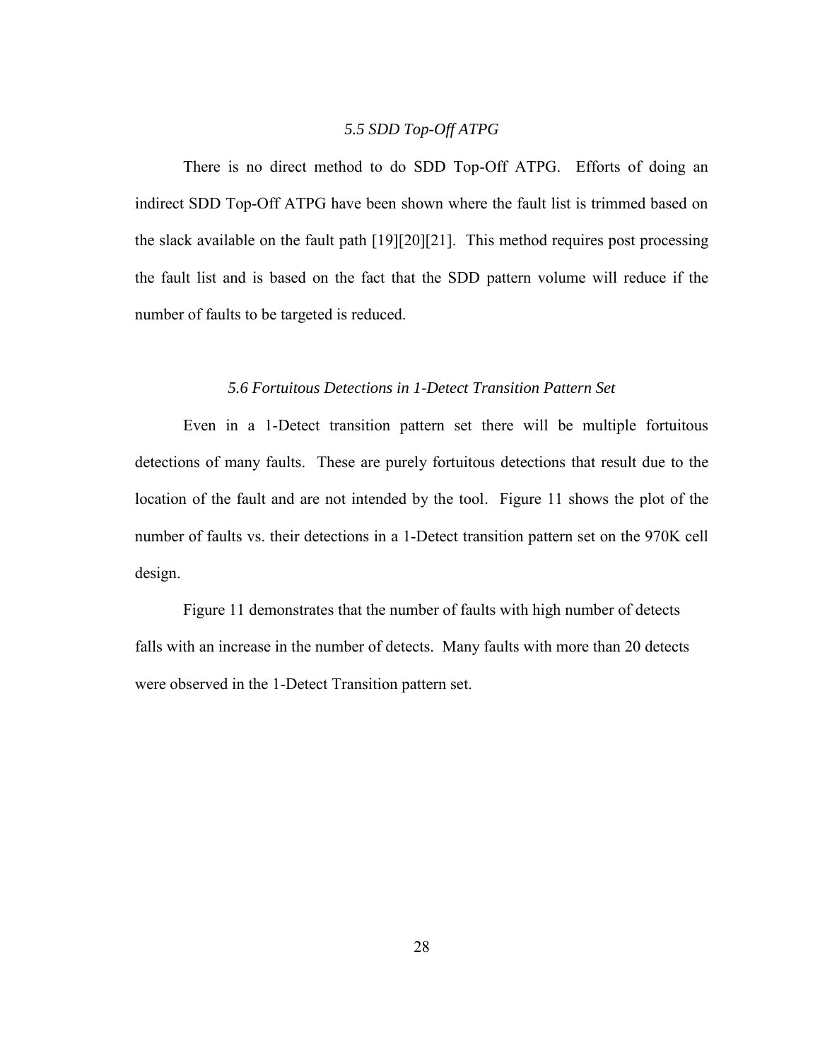### *5.5 SDD Top-Off ATPG*

There is no direct method to do SDD Top-Off ATPG. Efforts of doing an indirect SDD Top-Off ATPG have been shown where the fault list is trimmed based on the slack available on the fault path [19][20][21]. This method requires post processing the fault list and is based on the fact that the SDD pattern volume will reduce if the number of faults to be targeted is reduced.

### *5.6 Fortuitous Detections in 1-Detect Transition Pattern Set*

Even in a 1-Detect transition pattern set there will be multiple fortuitous detections of many faults. These are purely fortuitous detections that result due to the location of the fault and are not intended by the tool. Figure 11 shows the plot of the number of faults vs. their detections in a 1-Detect transition pattern set on the 970K cell design.

Figure 11 demonstrates that the number of faults with high number of detects falls with an increase in the number of detects. Many faults with more than 20 detects were observed in the 1-Detect Transition pattern set.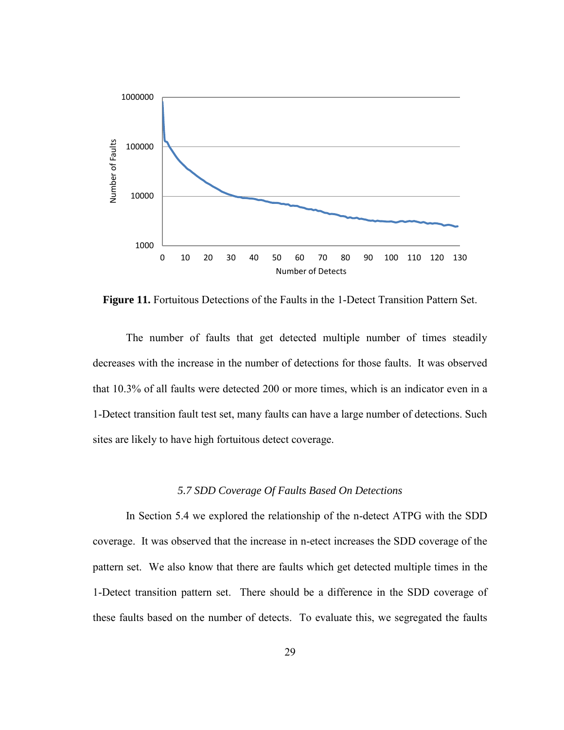**Figure 11.** Fortuitous Detections of the Faults in the 1-Detect Transition Pattern Set.

The number of faults that get detected multiple number of times steadily decreases with the increase in the number of detections for those faults. It was observed that 10.3% of all faults were detected 200 or more times, which is an indicator even in a 1-Detect transition fault test set, many faults can have a large number of detections. Such sites are likely to have high fortuitous detect coverage.

### *5.7 SDD Coverage Of Faults Based On Detections*

In Section 5.4 we explored the relationship of the n-detect ATPG with the SDD coverage. It was observed that the increase in n-etect increases the SDD coverage of the pattern set. We also know that there are faults which get detected multiple times in the 1-Detect transition pattern set. There should be a difference in the SDD coverage of these faults based on the number of detects. To evaluate this, we segregated the faults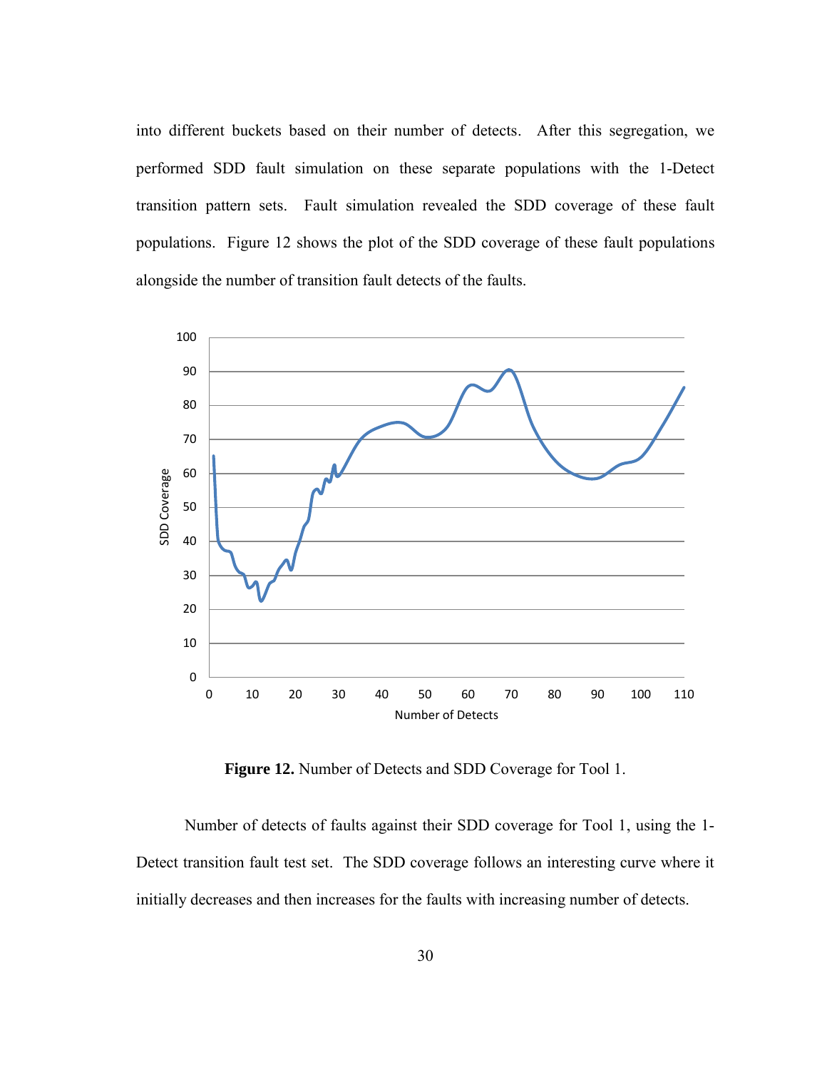into different buckets based on their number of detects. After this segregation, we performed SDD fault simulation on these separate populations with the 1-Detect transition pattern sets. Fault simulation revealed the SDD coverage of these fault populations. Figure 12 shows the plot of the SDD coverage of these fault populations alongside the number of transition fault detects of the faults.

**Figure 12.** Number of Detects and SDD Coverage for Tool 1.

Number of detects of faults against their SDD coverage for Tool 1, using the 1-Detect transition fault test set. The SDD coverage follows an interesting curve where it initially decreases and then increases for the faults with increasing number of detects.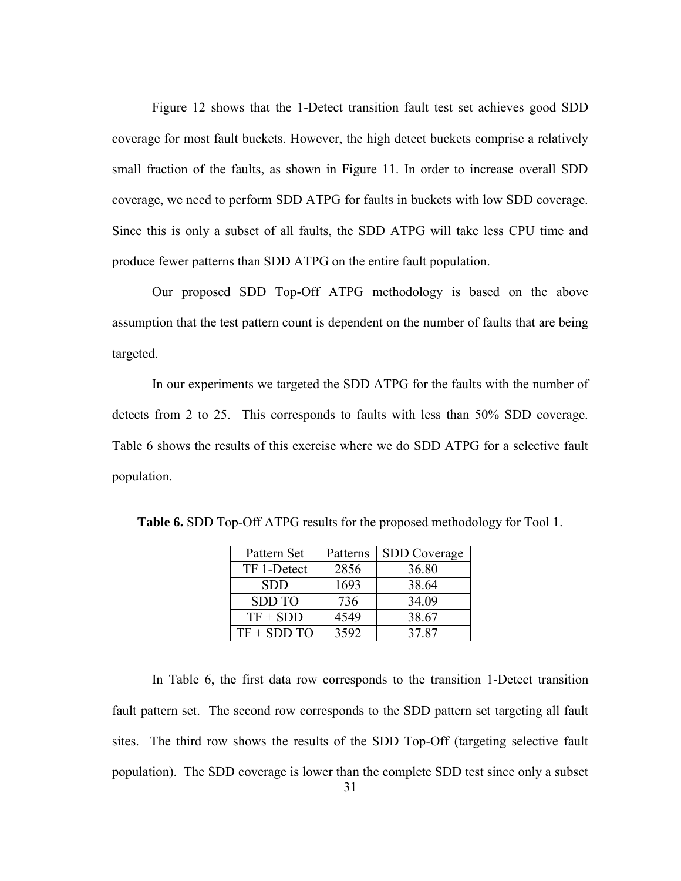Figure 12 shows that the 1-Detect transition fault test set achieves good SDD coverage for most fault buckets. However, the high detect buckets comprise a relatively small fraction of the faults, as shown in Figure 11. In order to increase overall SDD coverage, we need to perform SDD ATPG for faults in buckets with low SDD coverage. Since this is only a subset of all faults, the SDD ATPG will take less CPU time and produce fewer patterns than SDD ATPG on the entire fault population.

Our proposed SDD Top-Off ATPG methodology is based on the above assumption that the test pattern count is dependent on the number of faults that are being targeted.

In our experiments we targeted the SDD ATPG for the faults with the number of detects from 2 to 25. This corresponds to faults with less than 50% SDD coverage. Table 6 shows the results of this exercise where we do SDD ATPG for a selective fault population.

**Table 6.** SDD Top-Off ATPG results for the proposed methodology for Tool 1.

| Pattern Set | Patterns | SDD Coverage |
|---|---|---|
| TF 1-Detect | 2856 | 36.80 |
| SDD | 1693 | 38.64 |
| SDD TO | 736 | 34.09 |
| TF + SDD | 4549 | 38.67 |
| TF + SDD TO | 3592 | 37.87 |

In Table 6, the first data row corresponds to the transition 1-Detect transition fault pattern set. The second row corresponds to the SDD pattern set targeting all fault sites. The third row shows the results of the SDD Top-Off (targeting selective fault population). The SDD coverage is lower than the complete SDD test since only a subset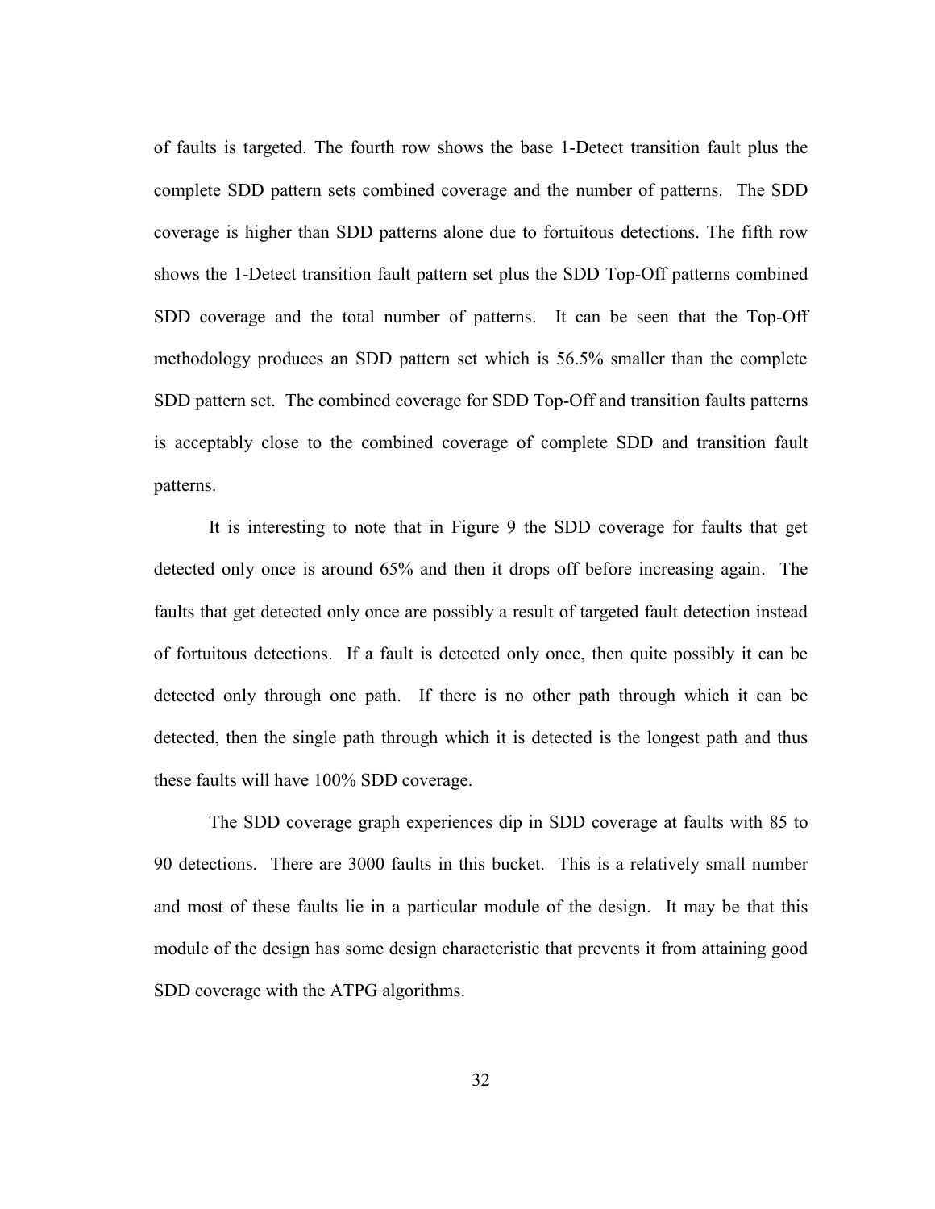of faults is targeted. The fourth row shows the base 1-Detect transition fault plus the complete SDD pattern sets combined coverage and the number of patterns. The SDD coverage is higher than SDD patterns alone due to fortuitous detections. The fifth row shows the 1-Detect transition fault pattern set plus the SDD Top-Off patterns combined SDD coverage and the total number of patterns. It can be seen that the Top-Off methodology produces an SDD pattern set which is 56.5% smaller than the complete SDD pattern set. The combined coverage for SDD Top-Off and transition faults patterns is acceptably close to the combined coverage of complete SDD and transition fault patterns.

It is interesting to note that in Figure 9 the SDD coverage for faults that get detected only once is around 65% and then it drops off before increasing again. The faults that get detected only once are possibly a result of targeted fault detection instead of fortuitous detections. If a fault is detected only once, then quite possibly it can be detected only through one path. If there is no other path through which it can be detected, then the single path through which it is detected is the longest path and thus these faults will have 100% SDD coverage.

The SDD coverage graph experiences dip in SDD coverage at faults with 85 to 90 detections. There are 3000 faults in this bucket. This is a relatively small number and most of these faults lie in a particular module of the design. It may be that this module of the design has some design characteristic that prevents it from attaining good SDD coverage with the ATPG algorithms.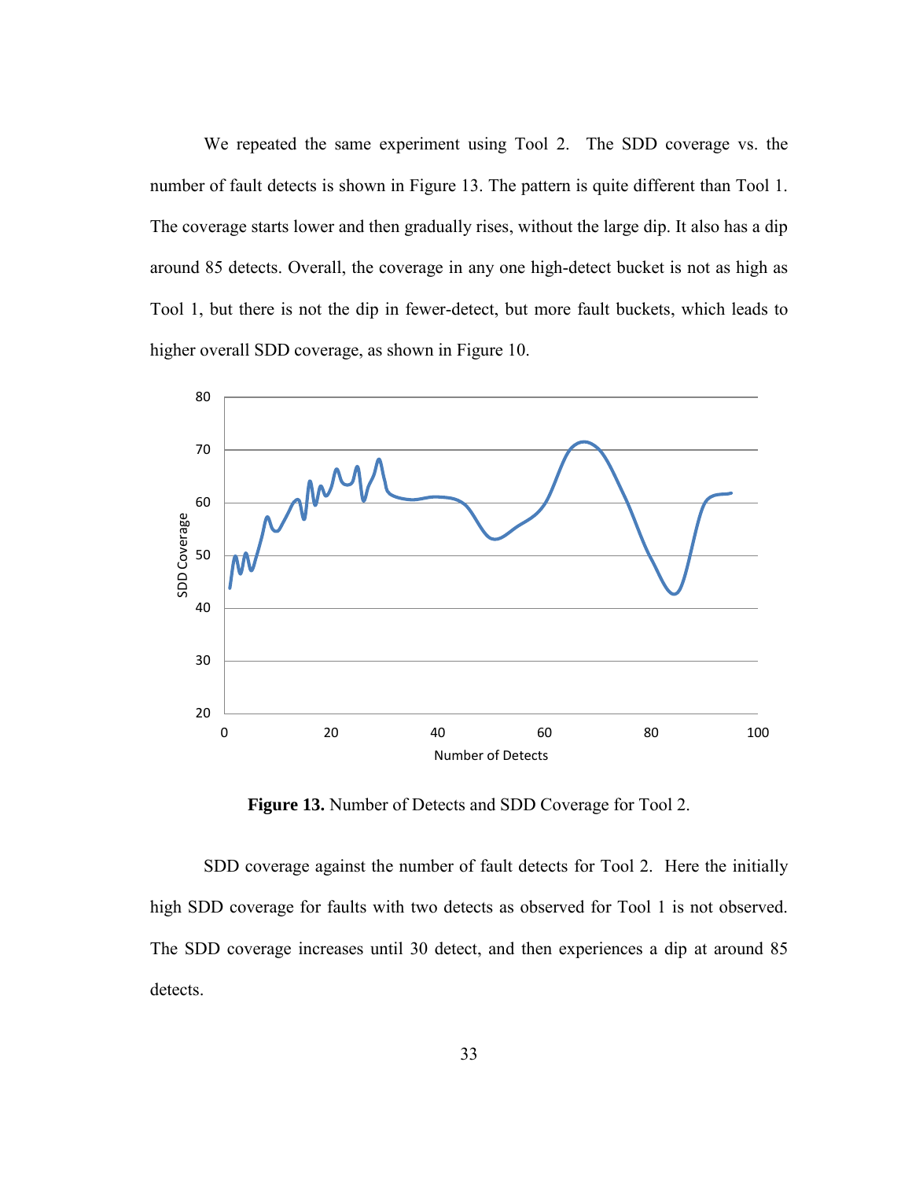We repeated the same experiment using Tool 2. The SDD coverage vs. the number of fault detects is shown in Figure 13. The pattern is quite different than Tool 1. The coverage starts lower and then gradually rises, without the large dip. It also has a dip around 85 detects. Overall, the coverage in any one high-detect bucket is not as high as Tool 1, but there is not the dip in fewer-detect, but more fault buckets, which leads to higher overall SDD coverage, as shown in Figure 10.

**Figure 13.** Number of Detects and SDD Coverage for Tool 2.

SDD coverage against the number of fault detects for Tool 2. Here the initially high SDD coverage for faults with two detects as observed for Tool 1 is not observed. The SDD coverage increases until 30 detect, and then experiences a dip at around 85 detects.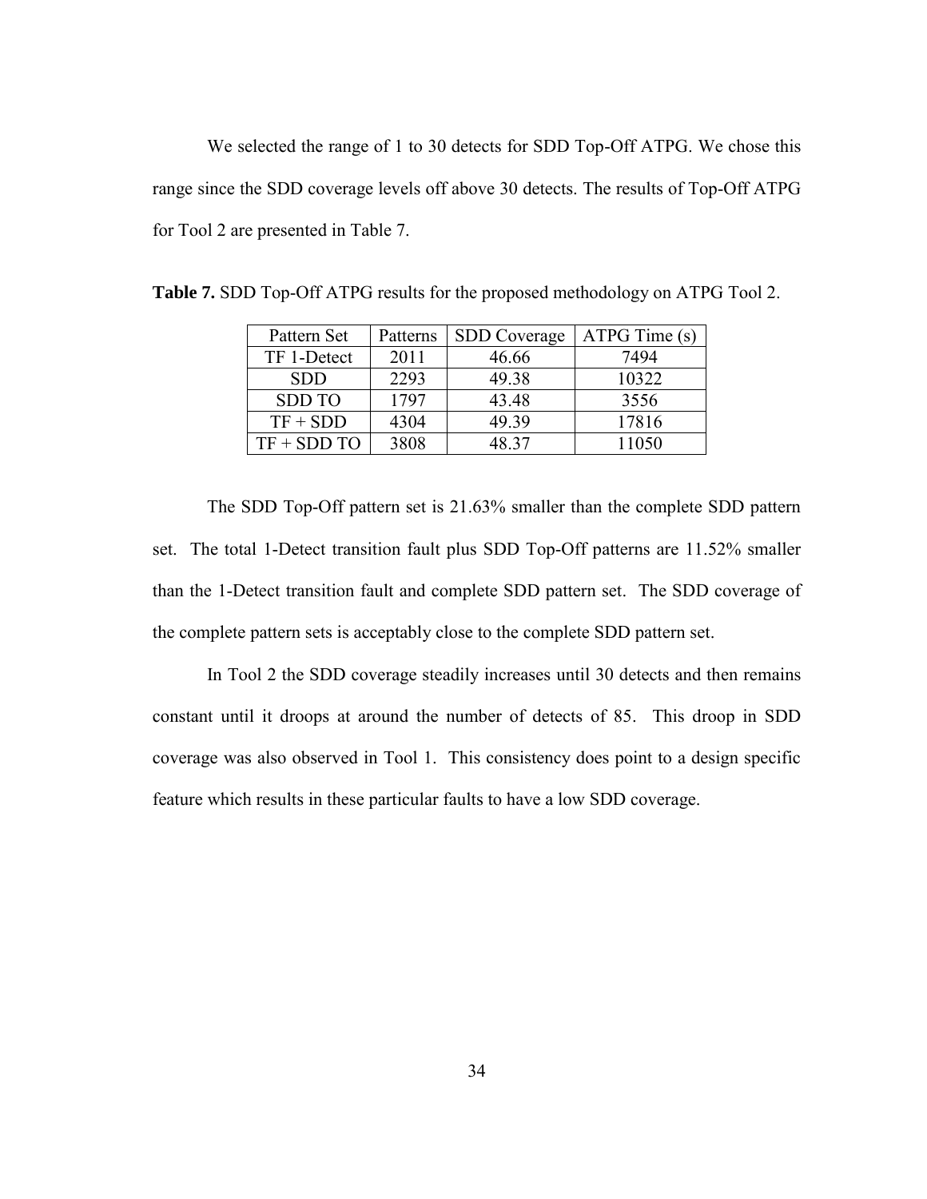We selected the range of 1 to 30 detects for SDD Top-Off ATPG. We chose this range since the SDD coverage levels off above 30 detects. The results of Top-Off ATPG for Tool 2 are presented in Table 7.

**Table 7.** SDD Top-Off ATPG results for the proposed methodology on ATPG Tool 2.

| Pattern Set | Patterns | SDD Coverage | ATPG Time (s) |
|---|---|---|---|
| TF 1-Detect | 2011 | 46.66 | 7494 |
| SDD | 2293 | 49.38 | 10322 |
| SDD TO | 1797 | 43.48 | 3556 |
| TF + SDD | 4304 | 49.39 | 17816 |
| TF + SDD TO | 3808 | 48.37 | 11050 |

The SDD Top-Off pattern set is 21.63% smaller than the complete SDD pattern set. The total 1-Detect transition fault plus SDD Top-Off patterns are 11.52% smaller than the 1-Detect transition fault and complete SDD pattern set. The SDD coverage of the complete pattern sets is acceptably close to the complete SDD pattern set.

In Tool 2 the SDD coverage steadily increases until 30 detects and then remains constant until it droops at around the number of detects of 85. This droop in SDD coverage was also observed in Tool 1. This consistency does point to a design specific feature which results in these particular faults to have a low SDD coverage.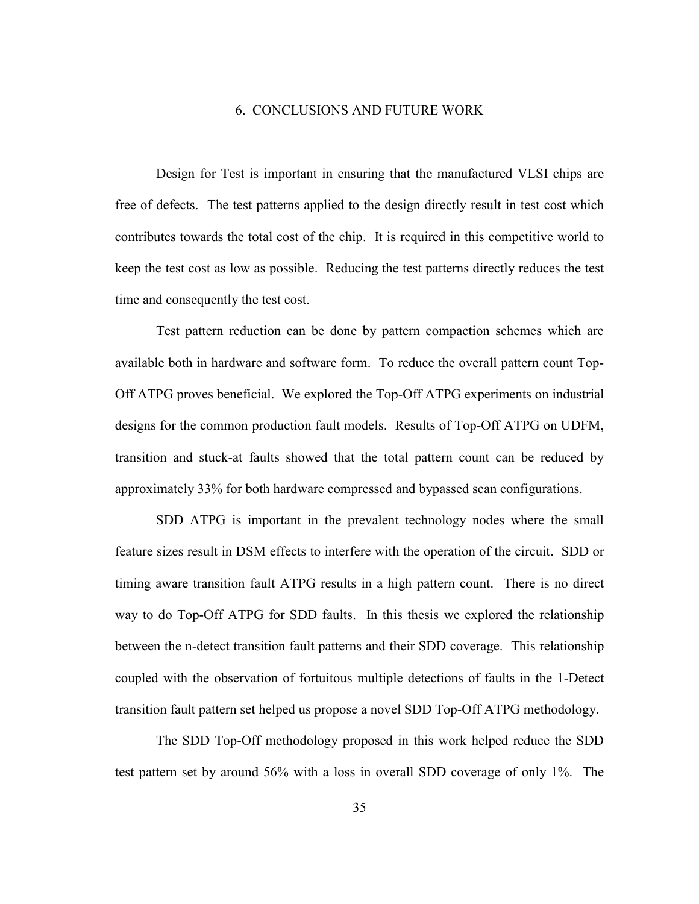# 6. CONCLUSIONS AND FUTURE WORK

Design for Test is important in ensuring that the manufactured VLSI chips are free of defects. The test patterns applied to the design directly result in test cost which contributes towards the total cost of the chip. It is required in this competitive world to keep the test cost as low as possible. Reducing the test patterns directly reduces the test time and consequently the test cost.

Test pattern reduction can be done by pattern compaction schemes which are available both in hardware and software form. To reduce the overall pattern count Top-Off ATPG proves beneficial. We explored the Top-Off ATPG experiments on industrial designs for the common production fault models. Results of Top-Off ATPG on UDFM, transition and stuck-at faults showed that the total pattern count can be reduced by approximately 33% for both hardware compressed and bypassed scan configurations.

SDD ATPG is important in the prevalent technology nodes where the small feature sizes result in DSM effects to interfere with the operation of the circuit. SDD or timing aware transition fault ATPG results in a high pattern count. There is no direct way to do Top-Off ATPG for SDD faults. In this thesis we explored the relationship between the n-detect transition fault patterns and their SDD coverage. This relationship coupled with the observation of fortuitous multiple detections of faults in the 1-Detect transition fault pattern set helped us propose a novel SDD Top-Off ATPG methodology.

The SDD Top-Off methodology proposed in this work helped reduce the SDD test pattern set by around 56% with a loss in overall SDD coverage of only 1%. The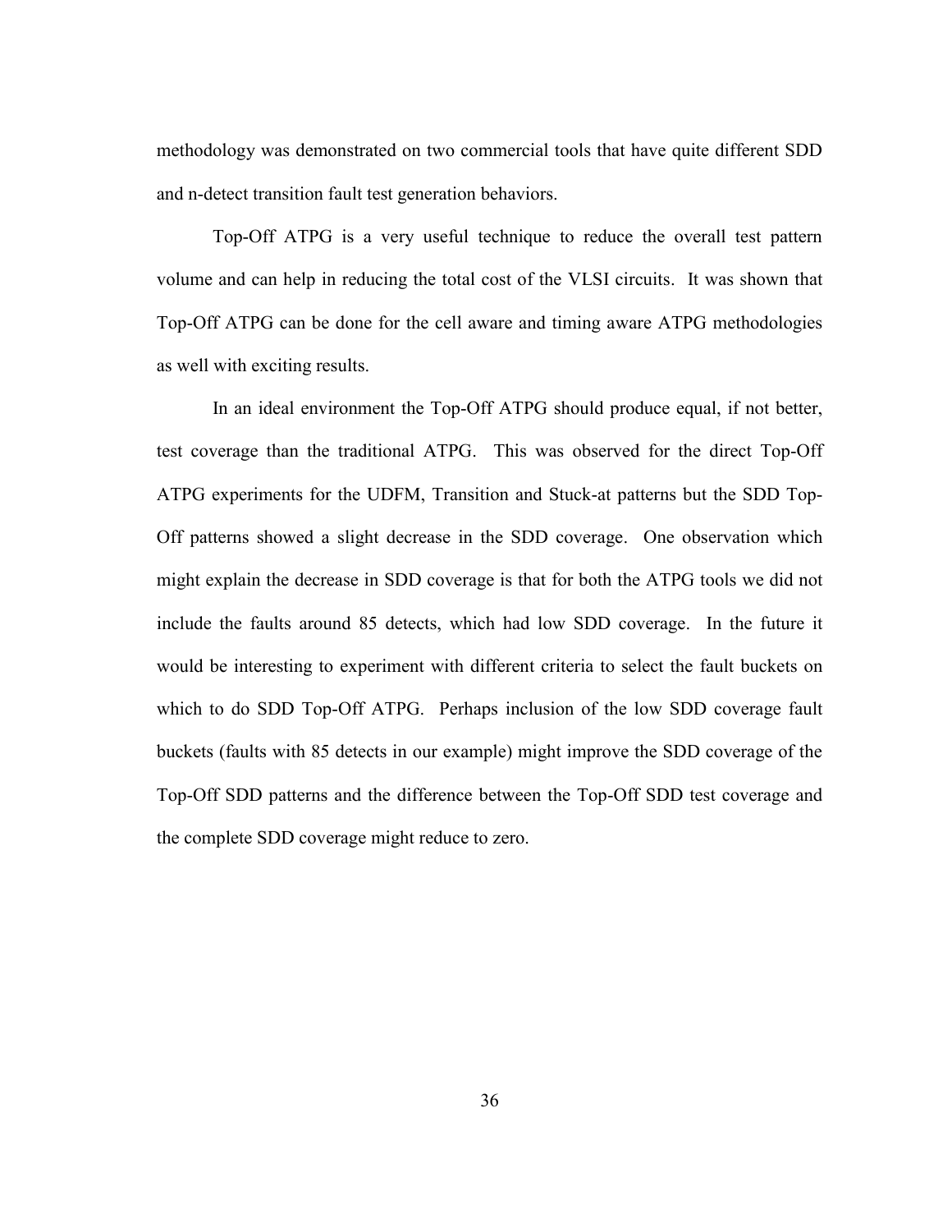methodology was demonstrated on two commercial tools that have quite different SDD and n-detect transition fault test generation behaviors.

Top-Off ATPG is a very useful technique to reduce the overall test pattern volume and can help in reducing the total cost of the VLSI circuits. It was shown that Top-Off ATPG can be done for the cell aware and timing aware ATPG methodologies as well with exciting results.

In an ideal environment the Top-Off ATPG should produce equal, if not better, test coverage than the traditional ATPG. This was observed for the direct Top-Off ATPG experiments for the UDFM, Transition and Stuck-at patterns but the SDD Top-Off patterns showed a slight decrease in the SDD coverage. One observation which might explain the decrease in SDD coverage is that for both the ATPG tools we did not include the faults around 85 detects, which had low SDD coverage. In the future it would be interesting to experiment with different criteria to select the fault buckets on which to do SDD Top-Off ATPG. Perhaps inclusion of the low SDD coverage fault buckets (faults with 85 detects in our example) might improve the SDD coverage of the Top-Off SDD patterns and the difference between the Top-Off SDD test coverage and the complete SDD coverage might reduce to zero.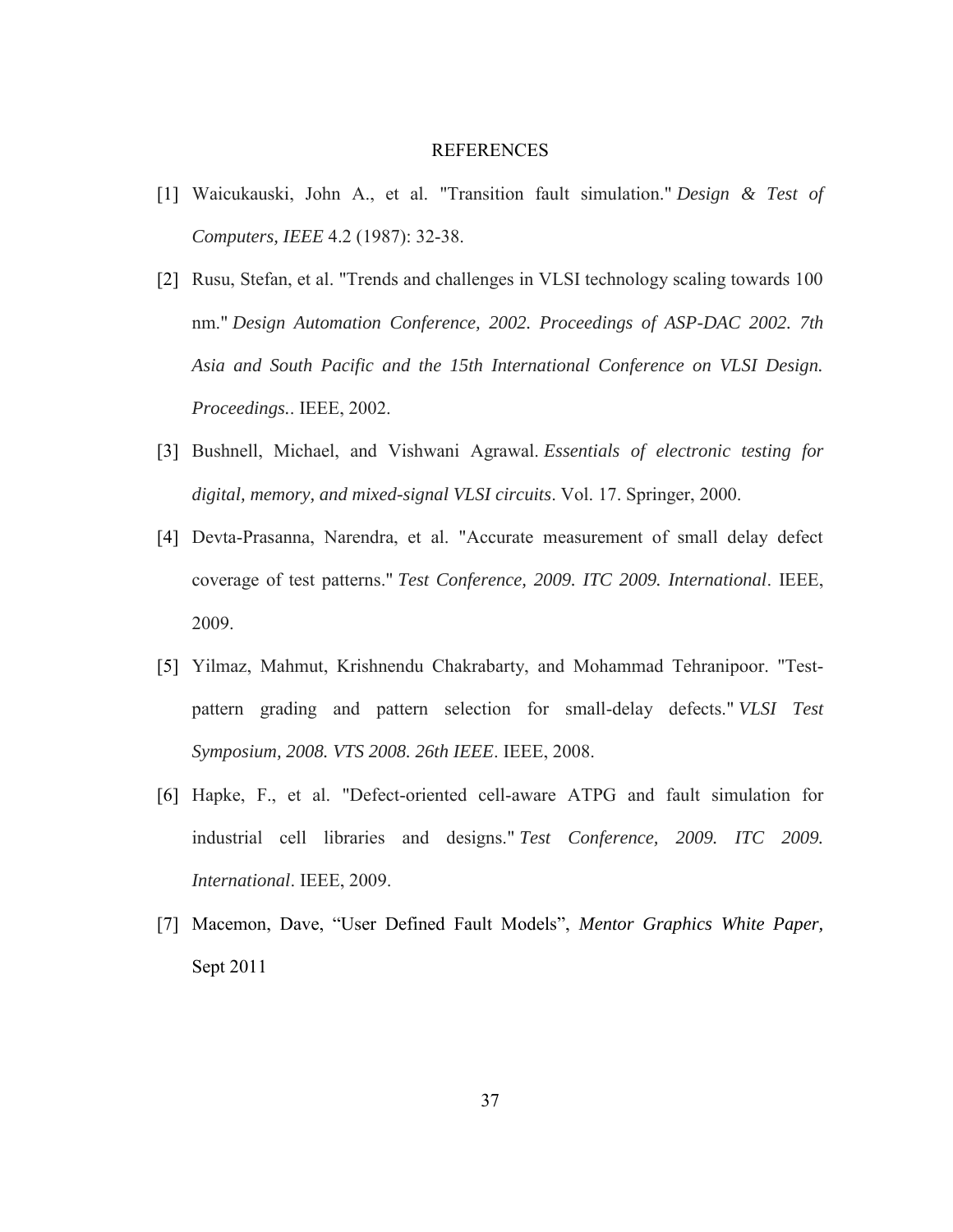# REFERENCES

[1] Waicukauski, John A., et al. "Transition fault simulation." *Design & Test of Computers, IEEE* 4.2 (1987): 32-38.

[2] Rusu, Stefan, et al. "Trends and challenges in VLSI technology scaling towards 100 nm." *Design Automation Conference, 2002. Proceedings of ASP-DAC 2002. 7th Asia and South Pacific and the 15th International Conference on VLSI Design. Proceedings.*. IEEE, 2002.

[3] Bushnell, Michael, and Vishwani Agrawal. *Essentials of electronic testing for digital, memory, and mixed-signal VLSI circuits*. Vol. 17. Springer, 2000.

[4] Devta-Prasanna, Narendra, et al. "Accurate measurement of small delay defect coverage of test patterns." *Test Conference, 2009. ITC 2009. International*. IEEE, 2009.

[5] Yilmaz, Mahmut, Krishnendu Chakrabarty, and Mohammad Tehranipoor. "Test-pattern grading and pattern selection for small-delay defects." *VLSI Test Symposium, 2008. VTS 2008. 26th IEEE*. IEEE, 2008.

[6] Hapke, F., et al. "Defect-oriented cell-aware ATPG and fault simulation for industrial cell libraries and designs." *Test Conference, 2009. ITC 2009. International*. IEEE, 2009.

[7] Macemon, Dave, "User Defined Fault Models", *Mentor Graphics White Paper,* Sept 2011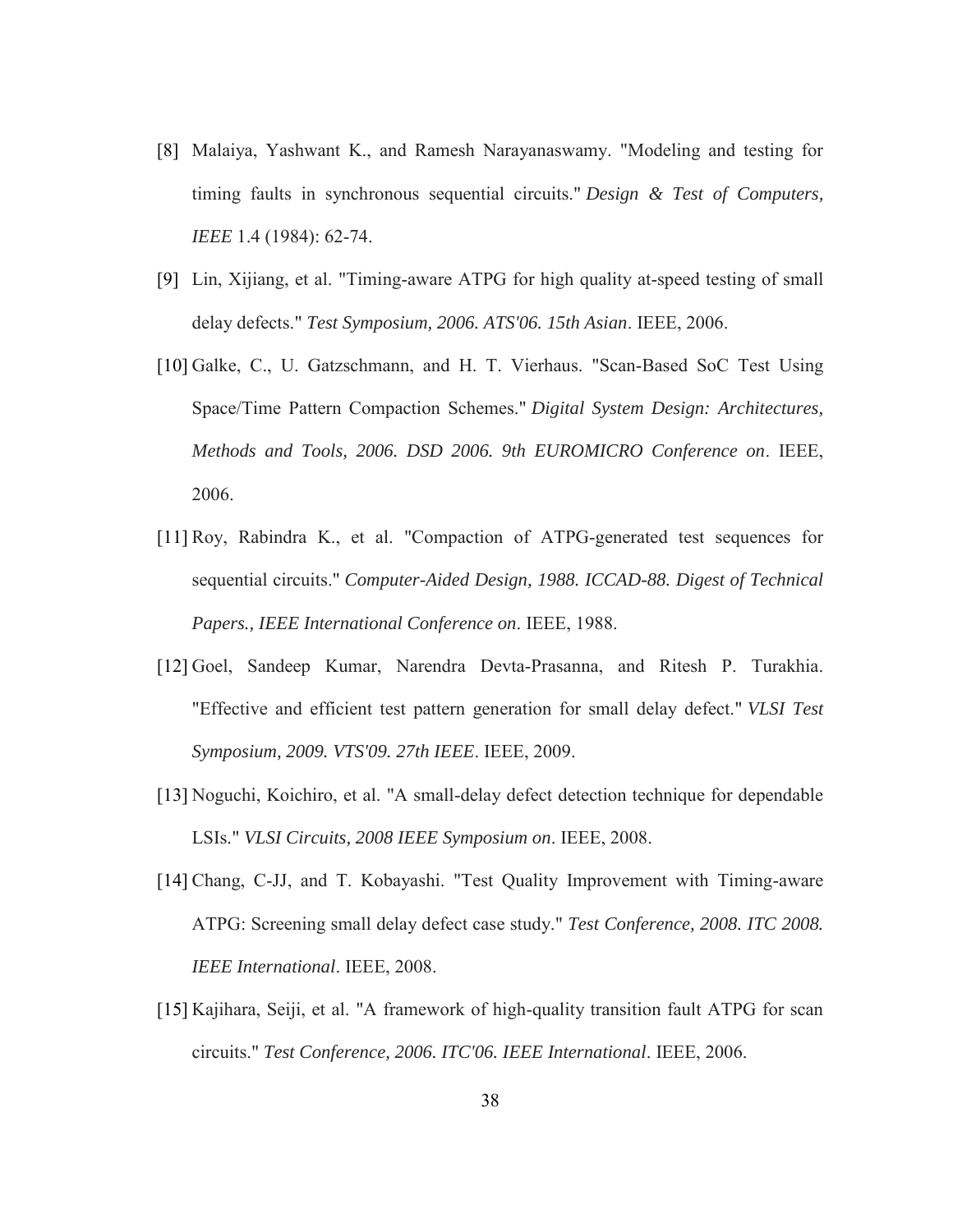[8] Malaiya, Yashwant K., and Ramesh Narayanaswamy. "Modeling and testing for timing faults in synchronous sequential circuits." *Design & Test of Computers, IEEE* 1.4 (1984): 62-74.

[9] Lin, Xijiang, et al. "Timing-aware ATPG for high quality at-speed testing of small delay defects." *Test Symposium, 2006. ATS'06. 15th Asian*. IEEE, 2006.

[10] Galke, C., U. Gatzschmann, and H. T. Vierhaus. "Scan-Based SoC Test Using Space/Time Pattern Compaction Schemes." *Digital System Design: Architectures, Methods and Tools, 2006. DSD 2006. 9th EUROMICRO Conference on*. IEEE, 2006.

[11] Roy, Rabindra K., et al. "Compaction of ATPG-generated test sequences for sequential circuits." *Computer-Aided Design, 1988. ICCAD-88. Digest of Technical Papers., IEEE International Conference on*. IEEE, 1988.

[12] Goel, Sandeep Kumar, Narendra Devta-Prasanna, and Ritesh P. Turakhia. "Effective and efficient test pattern generation for small delay defect." *VLSI Test Symposium, 2009. VTS'09. 27th IEEE*. IEEE, 2009.

[13] Noguchi, Koichiro, et al. "A small-delay defect detection technique for dependable LSIs." *VLSI Circuits, 2008 IEEE Symposium on*. IEEE, 2008.

[14] Chang, C-JJ, and T. Kobayashi. "Test Quality Improvement with Timing-aware ATPG: Screening small delay defect case study." *Test Conference, 2008. ITC 2008. IEEE International*. IEEE, 2008.

[15] Kajihara, Seiji, et al. "A framework of high-quality transition fault ATPG for scan circuits." *Test Conference, 2006. ITC'06. IEEE International*. IEEE, 2006.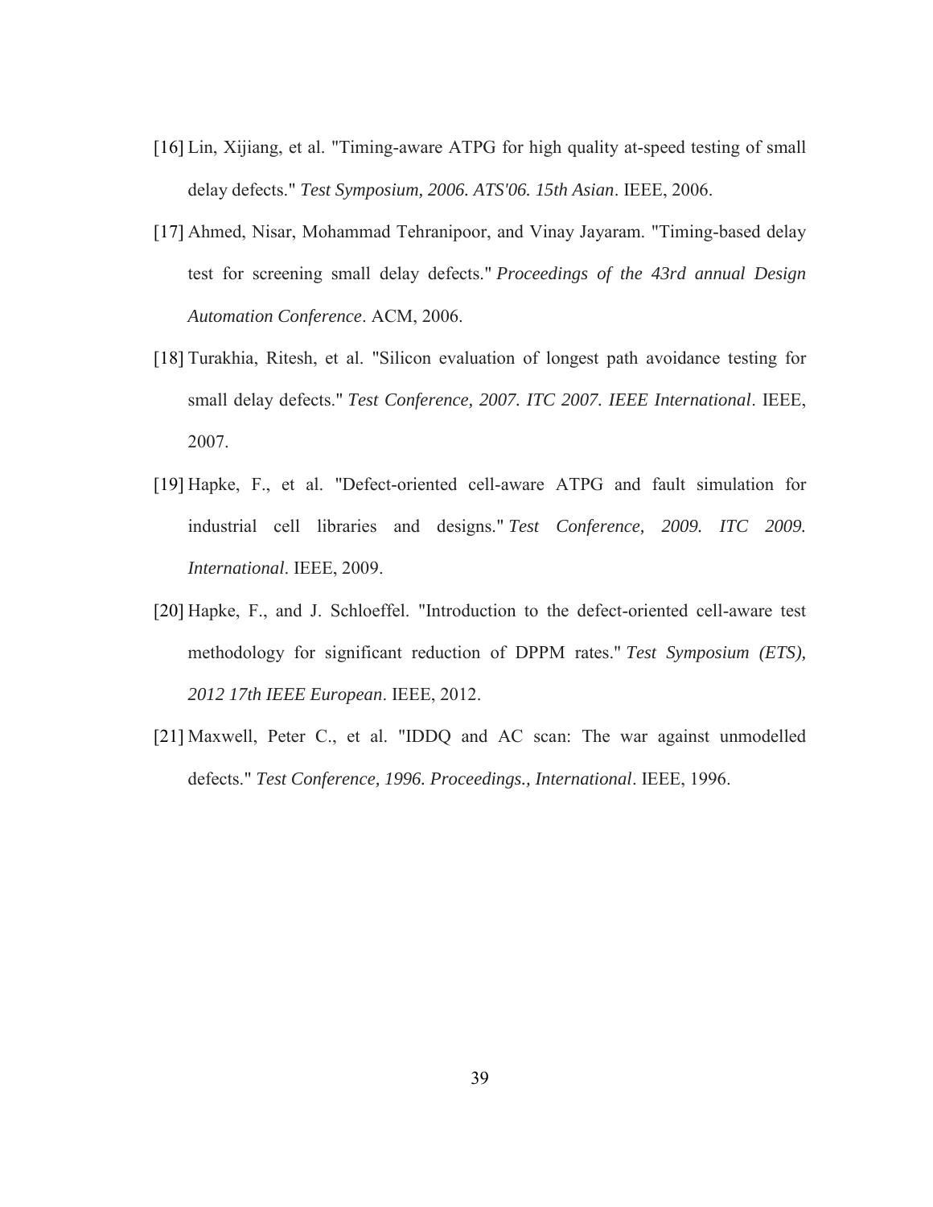[16] Lin, Xijiang, et al. "Timing-aware ATPG for high quality at-speed testing of small delay defects." *Test Symposium, 2006. ATS'06. 15th Asian*. IEEE, 2006.

[17] Ahmed, Nisar, Mohammad Tehranipoor, and Vinay Jayaram. "Timing-based delay test for screening small delay defects." *Proceedings of the 43rd annual Design Automation Conference*. ACM, 2006.

[18] Turakhia, Ritesh, et al. "Silicon evaluation of longest path avoidance testing for small delay defects." *Test Conference, 2007. ITC 2007. IEEE International*. IEEE, 2007.

[19] Hapke, F., et al. "Defect-oriented cell-aware ATPG and fault simulation for industrial cell libraries and designs." *Test Conference, 2009. ITC 2009. International*. IEEE, 2009.

[20] Hapke, F., and J. Schloeffel. "Introduction to the defect-oriented cell-aware test methodology for significant reduction of DPPM rates." *Test Symposium (ETS), 2012 17th IEEE European*. IEEE, 2012.

[21] Maxwell, Peter C., et al. "IDDQ and AC scan: The war against unmodelled defects." *Test Conference, 1996. Proceedings., International*. IEEE, 1996.